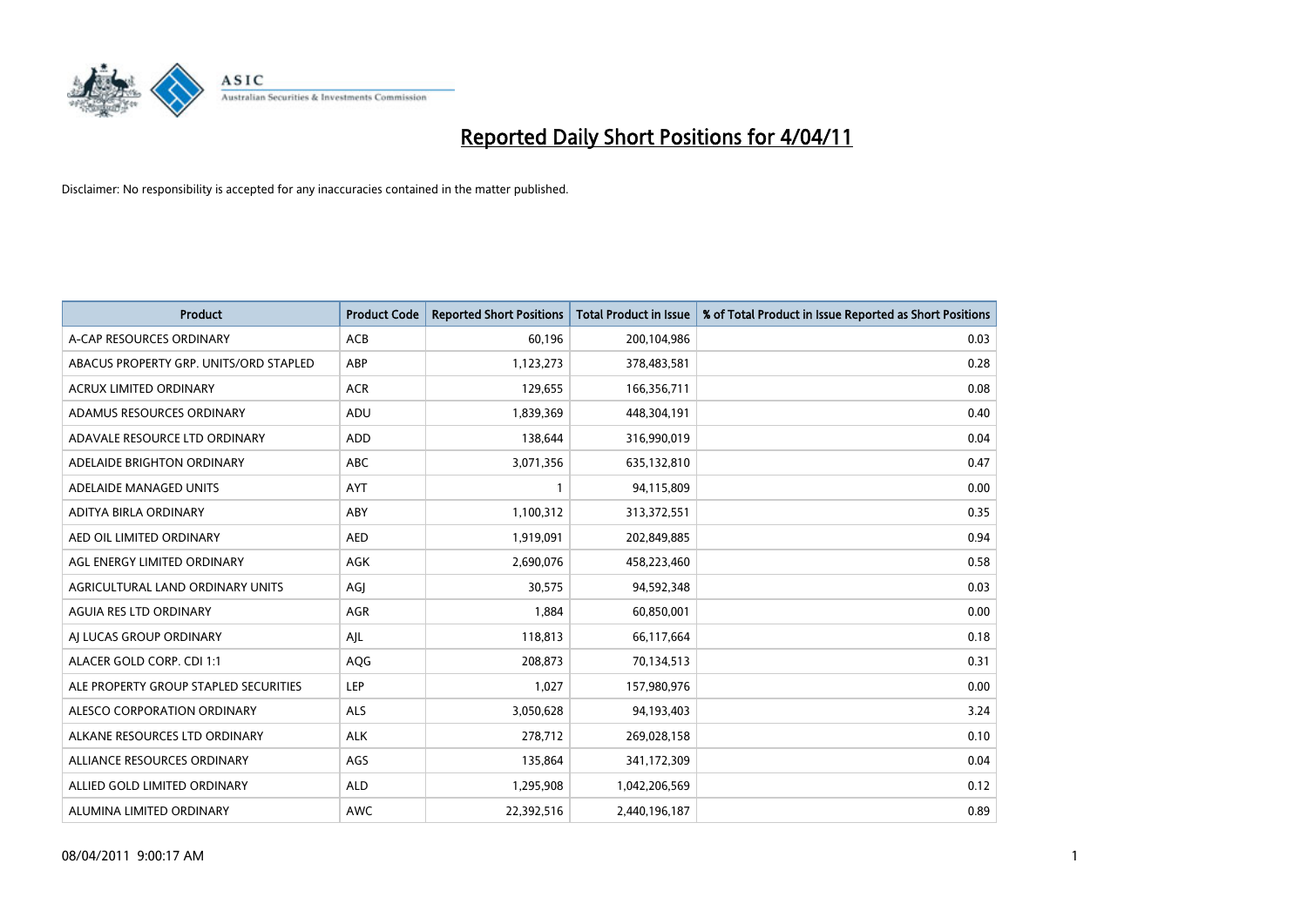# Reported Daily Short Positions for 4/04/11

Disclaimer: No responsibility is accepted for any inaccuracies contained in the matter published.

| Product | Product Code | Reported Short Positions | Total Product in Issue | % of Total Product in Issue Reported as Short Positions |
|---|---|---|---|---|
| A-CAP RESOURCES ORDINARY | ACB | 60,196 | 200,104,986 | 0.03 |
| ABACUS PROPERTY GRP. UNITS/ORD STAPLED | ABP | 1,123,273 | 378,483,581 | 0.28 |
| ACRUX LIMITED ORDINARY | ACR | 129,655 | 166,356,711 | 0.08 |
| ADAMUS RESOURCES ORDINARY | ADU | 1,839,369 | 448,304,191 | 0.40 |
| ADAVALE RESOURCE LTD ORDINARY | ADD | 138,644 | 316,990,019 | 0.04 |
| ADELAIDE BRIGHTON ORDINARY | ABC | 3,071,356 | 635,132,810 | 0.47 |
| ADELAIDE MANAGED UNITS | AYT | 1 | 94,115,809 | 0.00 |
| ADITYA BIRLA ORDINARY | ABY | 1,100,312 | 313,372,551 | 0.35 |
| AED OIL LIMITED ORDINARY | AED | 1,919,091 | 202,849,885 | 0.94 |
| AGL ENERGY LIMITED ORDINARY | AGK | 2,690,076 | 458,223,460 | 0.58 |
| AGRICULTURAL LAND ORDINARY UNITS | AGJ | 30,575 | 94,592,348 | 0.03 |
| AGUIA RES LTD ORDINARY | AGR | 1,884 | 60,850,001 | 0.00 |
| AJ LUCAS GROUP ORDINARY | AJL | 118,813 | 66,117,664 | 0.18 |
| ALACER GOLD CORP. CDI 1:1 | AQG | 208,873 | 70,134,513 | 0.31 |
| ALE PROPERTY GROUP STAPLED SECURITIES | LEP | 1,027 | 157,980,976 | 0.00 |
| ALESCO CORPORATION ORDINARY | ALS | 3,050,628 | 94,193,403 | 3.24 |
| ALKANE RESOURCES LTD ORDINARY | ALK | 278,712 | 269,028,158 | 0.10 |
| ALLIANCE RESOURCES ORDINARY | AGS | 135,864 | 341,172,309 | 0.04 |
| ALLIED GOLD LIMITED ORDINARY | ALD | 1,295,908 | 1,042,206,569 | 0.12 |
| ALUMINA LIMITED ORDINARY | AWC | 22,392,516 | 2,440,196,187 | 0.89 |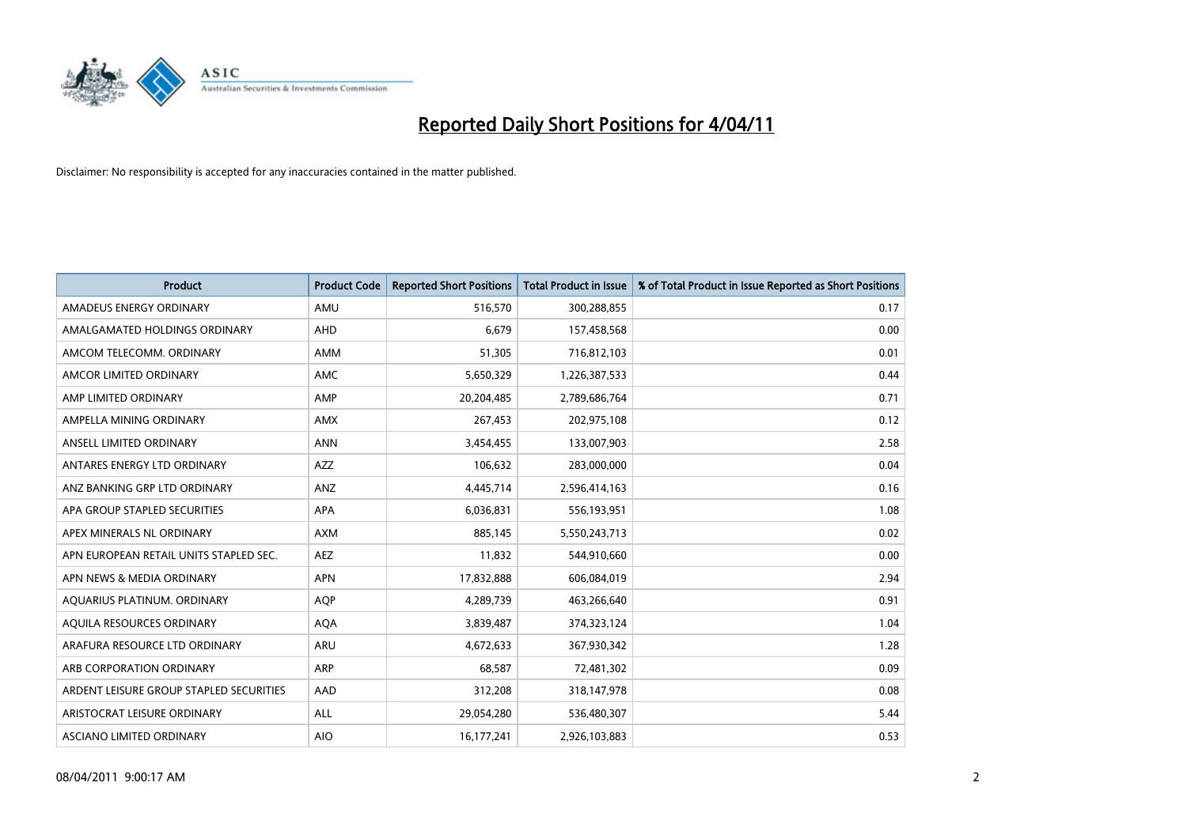# Reported Daily Short Positions for 4/04/11

Disclaimer: No responsibility is accepted for any inaccuracies contained in the matter published.

| Product | Product Code | Reported Short Positions | Total Product in Issue | % of Total Product in Issue Reported as Short Positions |
|---|---|---|---|---|
| AMADEUS ENERGY ORDINARY | AMU | 516,570 | 300,288,855 | 0.17 |
| AMALGAMATED HOLDINGS ORDINARY | AHD | 6,679 | 157,458,568 | 0.00 |
| AMCOM TELECOMM. ORDINARY | AMM | 51,305 | 716,812,103 | 0.01 |
| AMCOR LIMITED ORDINARY | AMC | 5,650,329 | 1,226,387,533 | 0.44 |
| AMP LIMITED ORDINARY | AMP | 20,204,485 | 2,789,686,764 | 0.71 |
| AMPELLA MINING ORDINARY | AMX | 267,453 | 202,975,108 | 0.12 |
| ANSELL LIMITED ORDINARY | ANN | 3,454,455 | 133,007,903 | 2.58 |
| ANTARES ENERGY LTD ORDINARY | AZZ | 106,632 | 283,000,000 | 0.04 |
| ANZ BANKING GRP LTD ORDINARY | ANZ | 4,445,714 | 2,596,414,163 | 0.16 |
| APA GROUP STAPLED SECURITIES | APA | 6,036,831 | 556,193,951 | 1.08 |
| APEX MINERALS NL ORDINARY | AXM | 885,145 | 5,550,243,713 | 0.02 |
| APN EUROPEAN RETAIL UNITS STAPLED SEC. | AEZ | 11,832 | 544,910,660 | 0.00 |
| APN NEWS & MEDIA ORDINARY | APN | 17,832,888 | 606,084,019 | 2.94 |
| AQUARIUS PLATINUM. ORDINARY | AQP | 4,289,739 | 463,266,640 | 0.91 |
| AQUILA RESOURCES ORDINARY | AQA | 3,839,487 | 374,323,124 | 1.04 |
| ARAFURA RESOURCE LTD ORDINARY | ARU | 4,672,633 | 367,930,342 | 1.28 |
| ARB CORPORATION ORDINARY | ARP | 68,587 | 72,481,302 | 0.09 |
| ARDENT LEISURE GROUP STAPLED SECURITIES | AAD | 312,208 | 318,147,978 | 0.08 |
| ARISTOCRAT LEISURE ORDINARY | ALL | 29,054,280 | 536,480,307 | 5.44 |
| ASCIANO LIMITED ORDINARY | AIO | 16,177,241 | 2,926,103,883 | 0.53 |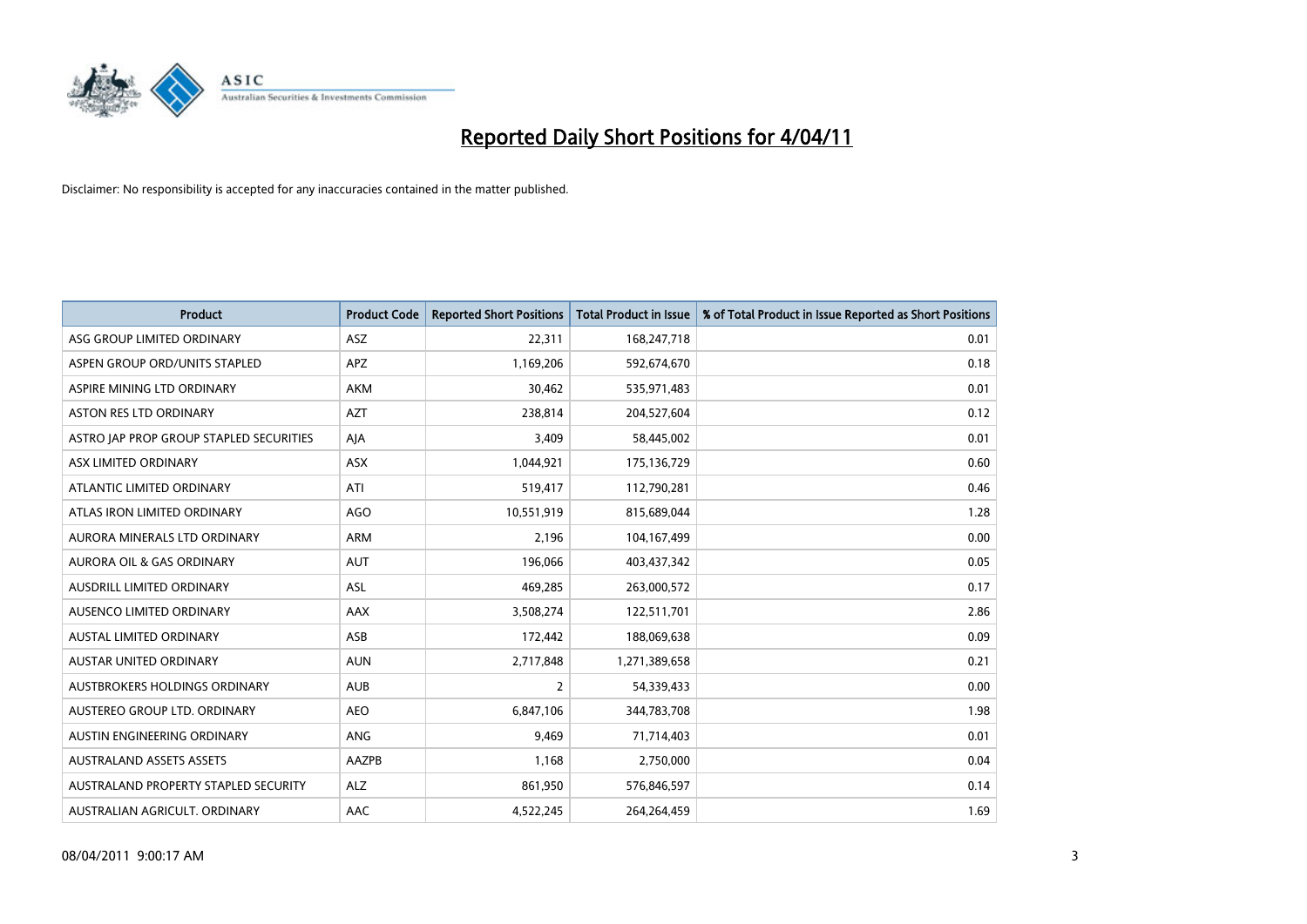# Reported Daily Short Positions for 4/04/11

Disclaimer: No responsibility is accepted for any inaccuracies contained in the matter published.

| Product | Product Code | Reported Short Positions | Total Product in Issue | % of Total Product in Issue Reported as Short Positions |
|---|---|---|---|---|
| ASG GROUP LIMITED ORDINARY | ASZ | 22,311 | 168,247,718 | 0.01 |
| ASPEN GROUP ORD/UNITS STAPLED | APZ | 1,169,206 | 592,674,670 | 0.18 |
| ASPIRE MINING LTD ORDINARY | AKM | 30,462 | 535,971,483 | 0.01 |
| ASTON RES LTD ORDINARY | AZT | 238,814 | 204,527,604 | 0.12 |
| ASTRO JAP PROP GROUP STAPLED SECURITIES | AJA | 3,409 | 58,445,002 | 0.01 |
| ASX LIMITED ORDINARY | ASX | 1,044,921 | 175,136,729 | 0.60 |
| ATLANTIC LIMITED ORDINARY | ATI | 519,417 | 112,790,281 | 0.46 |
| ATLAS IRON LIMITED ORDINARY | AGO | 10,551,919 | 815,689,044 | 1.28 |
| AURORA MINERALS LTD ORDINARY | ARM | 2,196 | 104,167,499 | 0.00 |
| AURORA OIL & GAS ORDINARY | AUT | 196,066 | 403,437,342 | 0.05 |
| AUSDRILL LIMITED ORDINARY | ASL | 469,285 | 263,000,572 | 0.17 |
| AUSENCO LIMITED ORDINARY | AAX | 3,508,274 | 122,511,701 | 2.86 |
| AUSTAL LIMITED ORDINARY | ASB | 172,442 | 188,069,638 | 0.09 |
| AUSTAR UNITED ORDINARY | AUN | 2,717,848 | 1,271,389,658 | 0.21 |
| AUSTBROKERS HOLDINGS ORDINARY | AUB | 2 | 54,339,433 | 0.00 |
| AUSTEREO GROUP LTD. ORDINARY | AEO | 6,847,106 | 344,783,708 | 1.98 |
| AUSTIN ENGINEERING ORDINARY | ANG | 9,469 | 71,714,403 | 0.01 |
| AUSTRALAND ASSETS ASSETS | AAZPB | 1,168 | 2,750,000 | 0.04 |
| AUSTRALAND PROPERTY STAPLED SECURITY | ALZ | 861,950 | 576,846,597 | 0.14 |
| AUSTRALIAN AGRICULT. ORDINARY | AAC | 4,522,245 | 264,264,459 | 1.69 |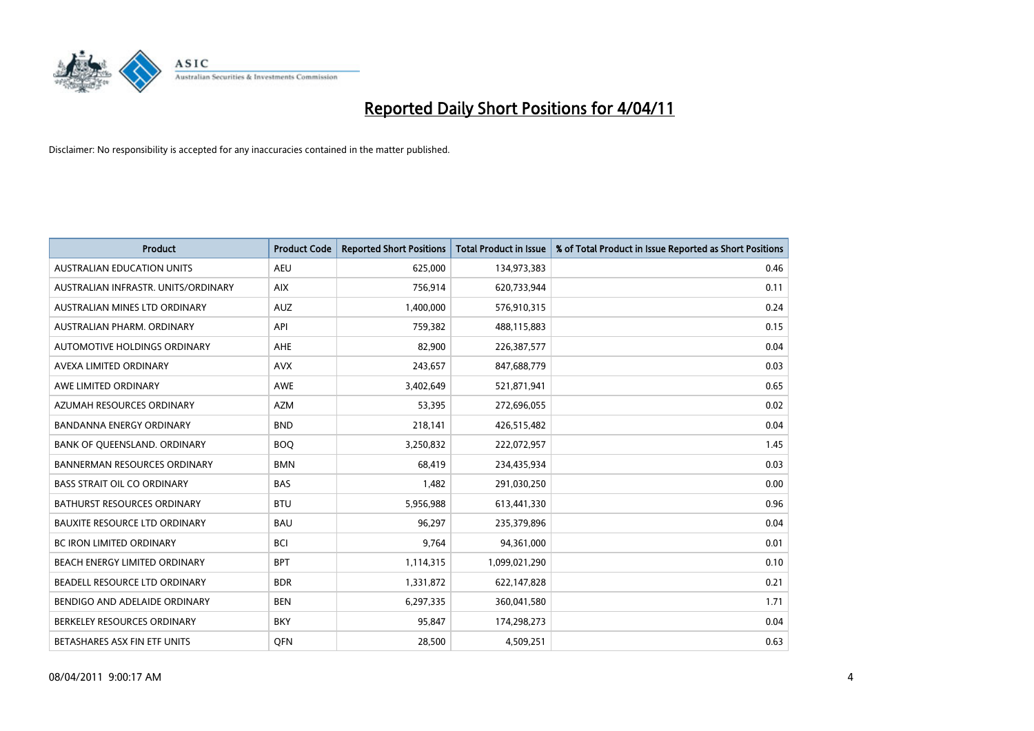# Reported Daily Short Positions for 4/04/11

Disclaimer: No responsibility is accepted for any inaccuracies contained in the matter published.

| Product | Product Code | Reported Short Positions | Total Product in Issue | % of Total Product in Issue Reported as Short Positions |
|---|---|---|---|---|
| AUSTRALIAN EDUCATION UNITS | AEU | 625,000 | 134,973,383 | 0.46 |
| AUSTRALIAN INFRASTR. UNITS/ORDINARY | AIX | 756,914 | 620,733,944 | 0.11 |
| AUSTRALIAN MINES LTD ORDINARY | AUZ | 1,400,000 | 576,910,315 | 0.24 |
| AUSTRALIAN PHARM. ORDINARY | API | 759,382 | 488,115,883 | 0.15 |
| AUTOMOTIVE HOLDINGS ORDINARY | AHE | 82,900 | 226,387,577 | 0.04 |
| AVEXA LIMITED ORDINARY | AVX | 243,657 | 847,688,779 | 0.03 |
| AWE LIMITED ORDINARY | AWE | 3,402,649 | 521,871,941 | 0.65 |
| AZUMAH RESOURCES ORDINARY | AZM | 53,395 | 272,696,055 | 0.02 |
| BANDANNA ENERGY ORDINARY | BND | 218,141 | 426,515,482 | 0.04 |
| BANK OF QUEENSLAND. ORDINARY | BOQ | 3,250,832 | 222,072,957 | 1.45 |
| BANNERMAN RESOURCES ORDINARY | BMN | 68,419 | 234,435,934 | 0.03 |
| BASS STRAIT OIL CO ORDINARY | BAS | 1,482 | 291,030,250 | 0.00 |
| BATHURST RESOURCES ORDINARY | BTU | 5,956,988 | 613,441,330 | 0.96 |
| BAUXITE RESOURCE LTD ORDINARY | BAU | 96,297 | 235,379,896 | 0.04 |
| BC IRON LIMITED ORDINARY | BCI | 9,764 | 94,361,000 | 0.01 |
| BEACH ENERGY LIMITED ORDINARY | BPT | 1,114,315 | 1,099,021,290 | 0.10 |
| BEADELL RESOURCE LTD ORDINARY | BDR | 1,331,872 | 622,147,828 | 0.21 |
| BENDIGO AND ADELAIDE ORDINARY | BEN | 6,297,335 | 360,041,580 | 1.71 |
| BERKELEY RESOURCES ORDINARY | BKY | 95,847 | 174,298,273 | 0.04 |
| BETASHARES ASX FIN ETF UNITS | QFN | 28,500 | 4,509,251 | 0.63 |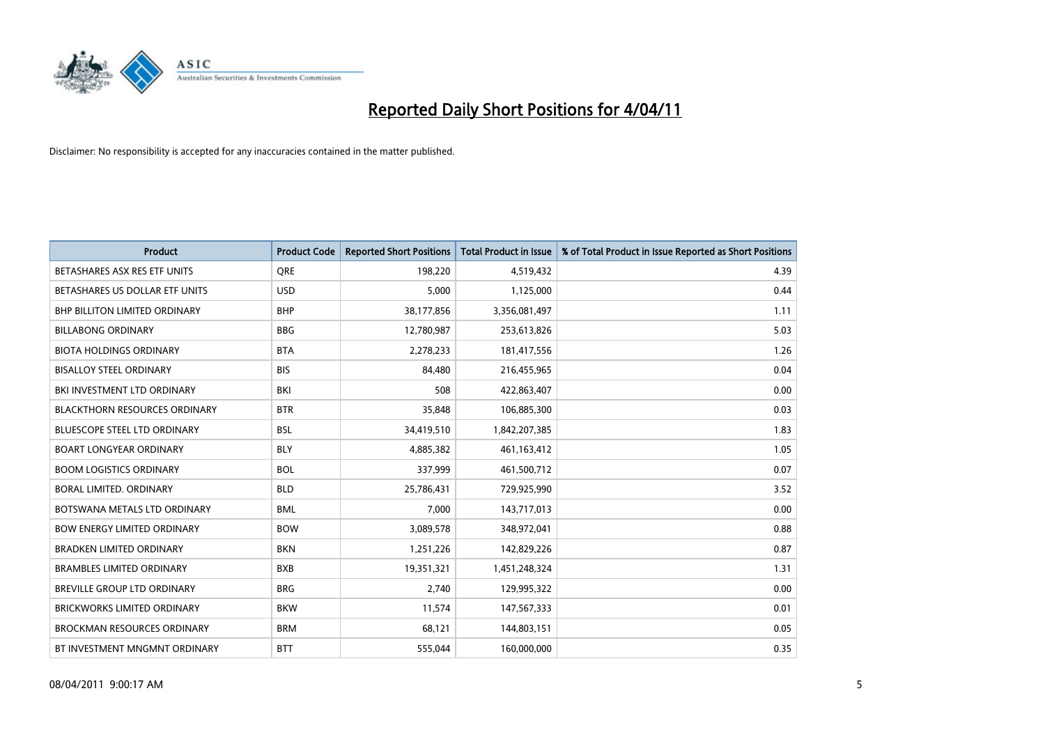# Reported Daily Short Positions for 4/04/11

Disclaimer: No responsibility is accepted for any inaccuracies contained in the matter published.

| Product | Product Code | Reported Short Positions | Total Product in Issue | % of Total Product in Issue Reported as Short Positions |
|---|---|---|---|---|
| BETASHARES ASX RES ETF UNITS | QRE | 198,220 | 4,519,432 | 4.39 |
| BETASHARES US DOLLAR ETF UNITS | USD | 5,000 | 1,125,000 | 0.44 |
| BHP BILLITON LIMITED ORDINARY | BHP | 38,177,856 | 3,356,081,497 | 1.11 |
| BILLABONG ORDINARY | BBG | 12,780,987 | 253,613,826 | 5.03 |
| BIOTA HOLDINGS ORDINARY | BTA | 2,278,233 | 181,417,556 | 1.26 |
| BISALLOY STEEL ORDINARY | BIS | 84,480 | 216,455,965 | 0.04 |
| BKI INVESTMENT LTD ORDINARY | BKI | 508 | 422,863,407 | 0.00 |
| BLACKTHORN RESOURCES ORDINARY | BTR | 35,848 | 106,885,300 | 0.03 |
| BLUESCOPE STEEL LTD ORDINARY | BSL | 34,419,510 | 1,842,207,385 | 1.83 |
| BOART LONGYEAR ORDINARY | BLY | 4,885,382 | 461,163,412 | 1.05 |
| BOOM LOGISTICS ORDINARY | BOL | 337,999 | 461,500,712 | 0.07 |
| BORAL LIMITED. ORDINARY | BLD | 25,786,431 | 729,925,990 | 3.52 |
| BOTSWANA METALS LTD ORDINARY | BML | 7,000 | 143,717,013 | 0.00 |
| BOW ENERGY LIMITED ORDINARY | BOW | 3,089,578 | 348,972,041 | 0.88 |
| BRADKEN LIMITED ORDINARY | BKN | 1,251,226 | 142,829,226 | 0.87 |
| BRAMBLES LIMITED ORDINARY | BXB | 19,351,321 | 1,451,248,324 | 1.31 |
| BREVILLE GROUP LTD ORDINARY | BRG | 2,740 | 129,995,322 | 0.00 |
| BRICKWORKS LIMITED ORDINARY | BKW | 11,574 | 147,567,333 | 0.01 |
| BROCKMAN RESOURCES ORDINARY | BRM | 68,121 | 144,803,151 | 0.05 |
| BT INVESTMENT MNGMNT ORDINARY | BTT | 555,044 | 160,000,000 | 0.35 |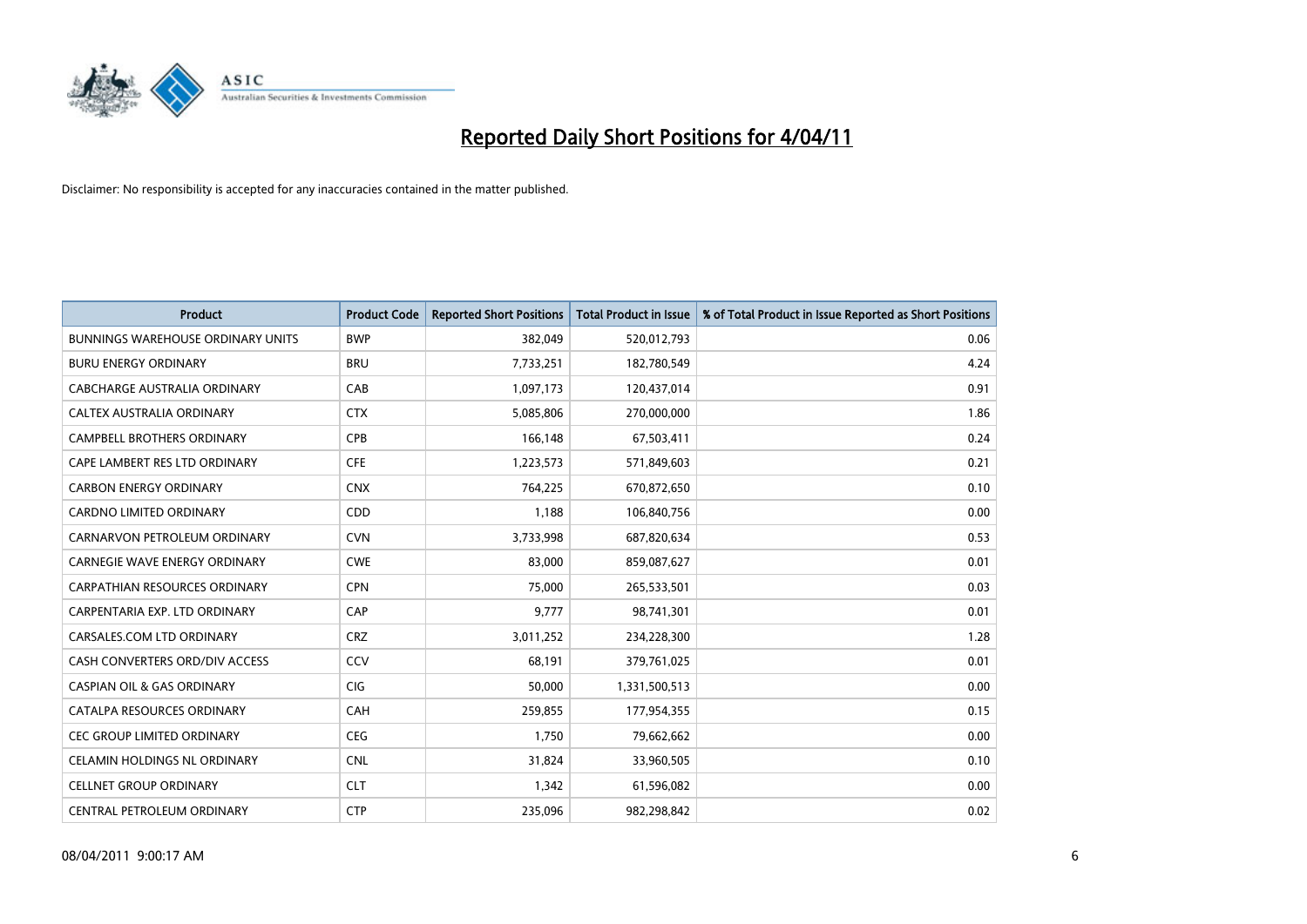# Reported Daily Short Positions for 4/04/11

Disclaimer: No responsibility is accepted for any inaccuracies contained in the matter published.

| Product | Product Code | Reported Short Positions | Total Product in Issue | % of Total Product in Issue Reported as Short Positions |
|---|---|---|---|---|
| BUNNINGS WAREHOUSE ORDINARY UNITS | BWP | 382,049 | 520,012,793 | 0.06 |
| BURU ENERGY ORDINARY | BRU | 7,733,251 | 182,780,549 | 4.24 |
| CABCHARGE AUSTRALIA ORDINARY | CAB | 1,097,173 | 120,437,014 | 0.91 |
| CALTEX AUSTRALIA ORDINARY | CTX | 5,085,806 | 270,000,000 | 1.86 |
| CAMPBELL BROTHERS ORDINARY | CPB | 166,148 | 67,503,411 | 0.24 |
| CAPE LAMBERT RES LTD ORDINARY | CFE | 1,223,573 | 571,849,603 | 0.21 |
| CARBON ENERGY ORDINARY | CNX | 764,225 | 670,872,650 | 0.10 |
| CARDNO LIMITED ORDINARY | CDD | 1,188 | 106,840,756 | 0.00 |
| CARNARVON PETROLEUM ORDINARY | CVN | 3,733,998 | 687,820,634 | 0.53 |
| CARNEGIE WAVE ENERGY ORDINARY | CWE | 83,000 | 859,087,627 | 0.01 |
| CARPATHIAN RESOURCES ORDINARY | CPN | 75,000 | 265,533,501 | 0.03 |
| CARPENTARIA EXP. LTD ORDINARY | CAP | 9,777 | 98,741,301 | 0.01 |
| CARSALES.COM LTD ORDINARY | CRZ | 3,011,252 | 234,228,300 | 1.28 |
| CASH CONVERTERS ORD/DIV ACCESS | CCV | 68,191 | 379,761,025 | 0.01 |
| CASPIAN OIL & GAS ORDINARY | CIG | 50,000 | 1,331,500,513 | 0.00 |
| CATALPA RESOURCES ORDINARY | CAH | 259,855 | 177,954,355 | 0.15 |
| CEC GROUP LIMITED ORDINARY | CEG | 1,750 | 79,662,662 | 0.00 |
| CELAMIN HOLDINGS NL ORDINARY | CNL | 31,824 | 33,960,505 | 0.10 |
| CELLNET GROUP ORDINARY | CLT | 1,342 | 61,596,082 | 0.00 |
| CENTRAL PETROLEUM ORDINARY | CTP | 235,096 | 982,298,842 | 0.02 |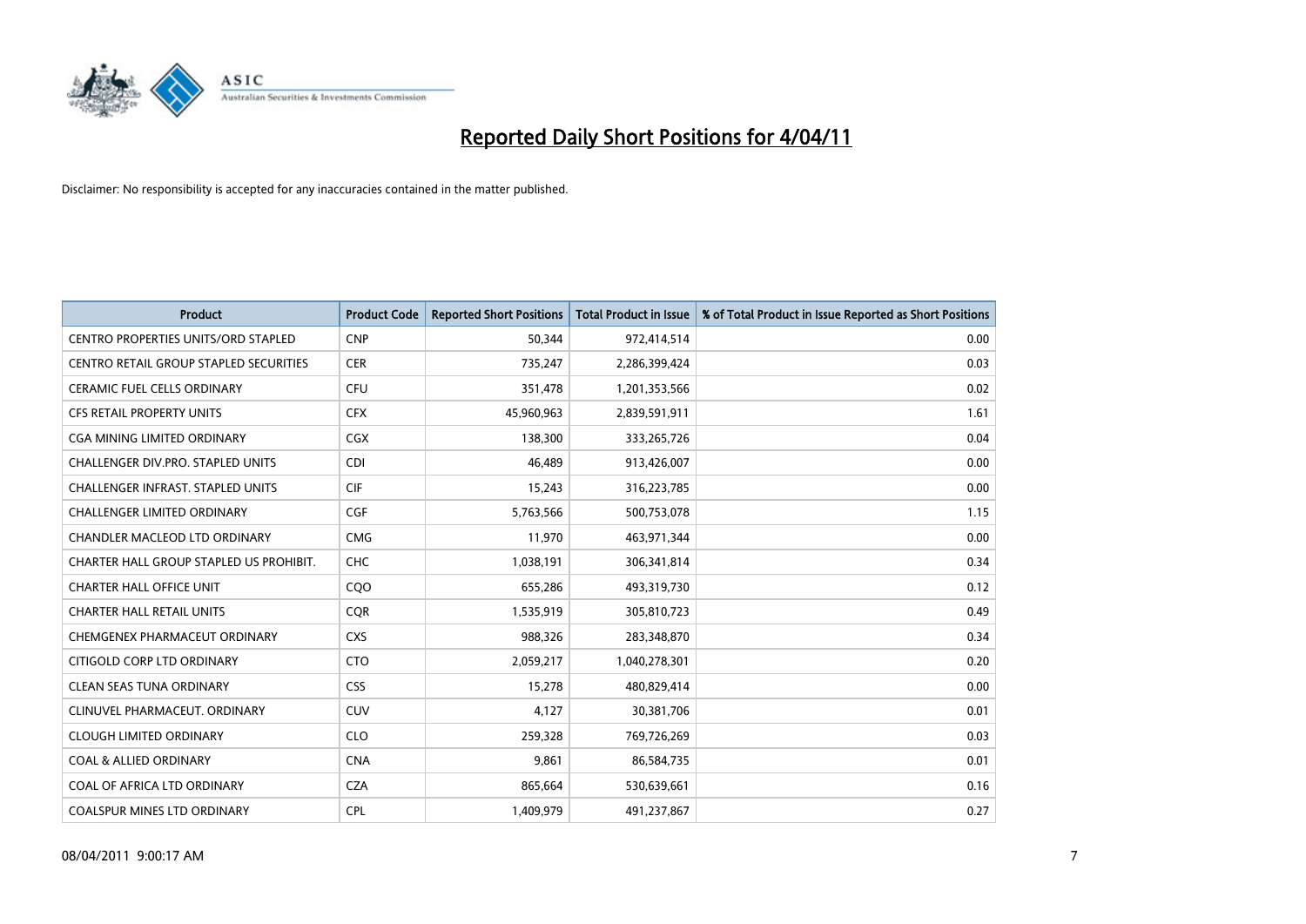# Reported Daily Short Positions for 4/04/11

Disclaimer: No responsibility is accepted for any inaccuracies contained in the matter published.

| Product | Product Code | Reported Short Positions | Total Product in Issue | % of Total Product in Issue Reported as Short Positions |
|---|---|---|---|---|
| CENTRO PROPERTIES UNITS/ORD STAPLED | CNP | 50,344 | 972,414,514 | 0.00 |
| CENTRO RETAIL GROUP STAPLED SECURITIES | CER | 735,247 | 2,286,399,424 | 0.03 |
| CERAMIC FUEL CELLS ORDINARY | CFU | 351,478 | 1,201,353,566 | 0.02 |
| CFS RETAIL PROPERTY UNITS | CFX | 45,960,963 | 2,839,591,911 | 1.61 |
| CGA MINING LIMITED ORDINARY | CGX | 138,300 | 333,265,726 | 0.04 |
| CHALLENGER DIV.PRO. STAPLED UNITS | CDI | 46,489 | 913,426,007 | 0.00 |
| CHALLENGER INFRAST. STAPLED UNITS | CIF | 15,243 | 316,223,785 | 0.00 |
| CHALLENGER LIMITED ORDINARY | CGF | 5,763,566 | 500,753,078 | 1.15 |
| CHANDLER MACLEOD LTD ORDINARY | CMG | 11,970 | 463,971,344 | 0.00 |
| CHARTER HALL GROUP STAPLED US PROHIBIT. | CHC | 1,038,191 | 306,341,814 | 0.34 |
| CHARTER HALL OFFICE UNIT | CQO | 655,286 | 493,319,730 | 0.12 |
| CHARTER HALL RETAIL UNITS | CQR | 1,535,919 | 305,810,723 | 0.49 |
| CHEMGENEX PHARMACEUT ORDINARY | CXS | 988,326 | 283,348,870 | 0.34 |
| CITIGOLD CORP LTD ORDINARY | CTO | 2,059,217 | 1,040,278,301 | 0.20 |
| CLEAN SEAS TUNA ORDINARY | CSS | 15,278 | 480,829,414 | 0.00 |
| CLINUVEL PHARMACEUT. ORDINARY | CUV | 4,127 | 30,381,706 | 0.01 |
| CLOUGH LIMITED ORDINARY | CLO | 259,328 | 769,726,269 | 0.03 |
| COAL & ALLIED ORDINARY | CNA | 9,861 | 86,584,735 | 0.01 |
| COAL OF AFRICA LTD ORDINARY | CZA | 865,664 | 530,639,661 | 0.16 |
| COALSPUR MINES LTD ORDINARY | CPL | 1,409,979 | 491,237,867 | 0.27 |

08/04/2011 9:00:17 AM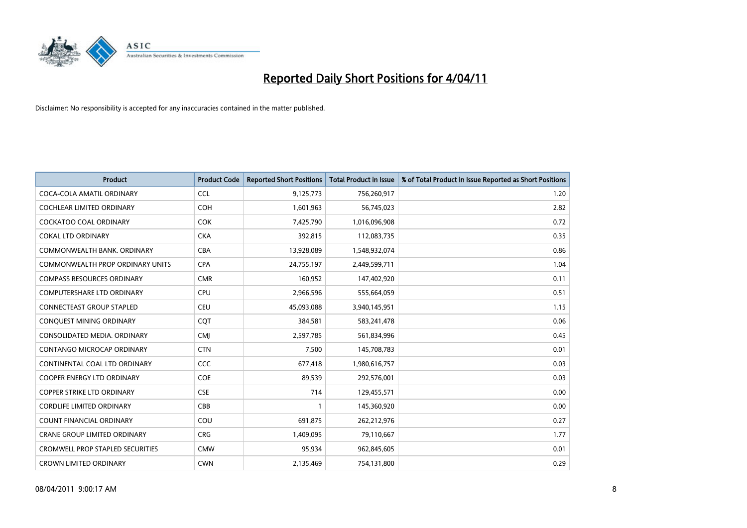# Reported Daily Short Positions for 4/04/11

Disclaimer: No responsibility is accepted for any inaccuracies contained in the matter published.

| Product | Product Code | Reported Short Positions | Total Product in Issue | % of Total Product in Issue Reported as Short Positions |
|---|---|---|---|---|
| COCA-COLA AMATIL ORDINARY | CCL | 9,125,773 | 756,260,917 | 1.20 |
| COCHLEAR LIMITED ORDINARY | COH | 1,601,963 | 56,745,023 | 2.82 |
| COCKATOO COAL ORDINARY | COK | 7,425,790 | 1,016,096,908 | 0.72 |
| COKAL LTD ORDINARY | CKA | 392,815 | 112,083,735 | 0.35 |
| COMMONWEALTH BANK. ORDINARY | CBA | 13,928,089 | 1,548,932,074 | 0.86 |
| COMMONWEALTH PROP ORDINARY UNITS | CPA | 24,755,197 | 2,449,599,711 | 1.04 |
| COMPASS RESOURCES ORDINARY | CMR | 160,952 | 147,402,920 | 0.11 |
| COMPUTERSHARE LTD ORDINARY | CPU | 2,966,596 | 555,664,059 | 0.51 |
| CONNECTEAST GROUP STAPLED | CEU | 45,093,088 | 3,940,145,951 | 1.15 |
| CONQUEST MINING ORDINARY | CQT | 384,581 | 583,241,478 | 0.06 |
| CONSOLIDATED MEDIA. ORDINARY | CMJ | 2,597,785 | 561,834,996 | 0.45 |
| CONTANGO MICROCAP ORDINARY | CTN | 7,500 | 145,708,783 | 0.01 |
| CONTINENTAL COAL LTD ORDINARY | CCC | 677,418 | 1,980,616,757 | 0.03 |
| COOPER ENERGY LTD ORDINARY | COE | 89,539 | 292,576,001 | 0.03 |
| COPPER STRIKE LTD ORDINARY | CSE | 714 | 129,455,571 | 0.00 |
| CORDLIFE LIMITED ORDINARY | CBB | 1 | 145,360,920 | 0.00 |
| COUNT FINANCIAL ORDINARY | COU | 691,875 | 262,212,976 | 0.27 |
| CRANE GROUP LIMITED ORDINARY | CRG | 1,409,095 | 79,110,667 | 1.77 |
| CROMWELL PROP STAPLED SECURITIES | CMW | 95,934 | 962,845,605 | 0.01 |
| CROWN LIMITED ORDINARY | CWN | 2,135,469 | 754,131,800 | 0.29 |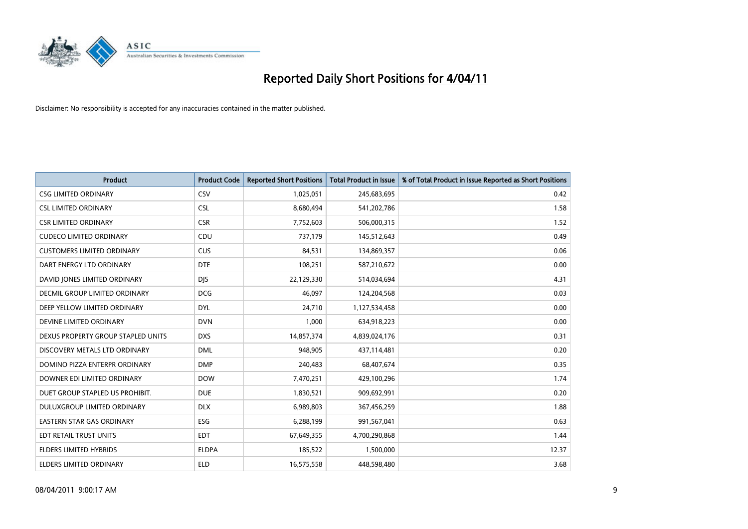# Reported Daily Short Positions for 4/04/11

Disclaimer: No responsibility is accepted for any inaccuracies contained in the matter published.

| Product | Product Code | Reported Short Positions | Total Product in Issue | % of Total Product in Issue Reported as Short Positions |
|---|---|---|---|---|
| CSG LIMITED ORDINARY | CSV | 1,025,051 | 245,683,695 | 0.42 |
| CSL LIMITED ORDINARY | CSL | 8,680,494 | 541,202,786 | 1.58 |
| CSR LIMITED ORDINARY | CSR | 7,752,603 | 506,000,315 | 1.52 |
| CUDECO LIMITED ORDINARY | CDU | 737,179 | 145,512,643 | 0.49 |
| CUSTOMERS LIMITED ORDINARY | CUS | 84,531 | 134,869,357 | 0.06 |
| DART ENERGY LTD ORDINARY | DTE | 108,251 | 587,210,672 | 0.00 |
| DAVID JONES LIMITED ORDINARY | DJS | 22,129,330 | 514,034,694 | 4.31 |
| DECMIL GROUP LIMITED ORDINARY | DCG | 46,097 | 124,204,568 | 0.03 |
| DEEP YELLOW LIMITED ORDINARY | DYL | 24,710 | 1,127,534,458 | 0.00 |
| DEVINE LIMITED ORDINARY | DVN | 1,000 | 634,918,223 | 0.00 |
| DEXUS PROPERTY GROUP STAPLED UNITS | DXS | 14,857,374 | 4,839,024,176 | 0.31 |
| DISCOVERY METALS LTD ORDINARY | DML | 948,905 | 437,114,481 | 0.20 |
| DOMINO PIZZA ENTERPR ORDINARY | DMP | 240,483 | 68,407,674 | 0.35 |
| DOWNER EDI LIMITED ORDINARY | DOW | 7,470,251 | 429,100,296 | 1.74 |
| DUET GROUP STAPLED US PROHIBIT. | DUE | 1,830,521 | 909,692,991 | 0.20 |
| DULUXGROUP LIMITED ORDINARY | DLX | 6,989,803 | 367,456,259 | 1.88 |
| EASTERN STAR GAS ORDINARY | ESG | 6,288,199 | 991,567,041 | 0.63 |
| EDT RETAIL TRUST UNITS | EDT | 67,649,355 | 4,700,290,868 | 1.44 |
| ELDERS LIMITED HYBRIDS | ELDPA | 185,522 | 1,500,000 | 12.37 |
| ELDERS LIMITED ORDINARY | ELD | 16,575,558 | 448,598,480 | 3.68 |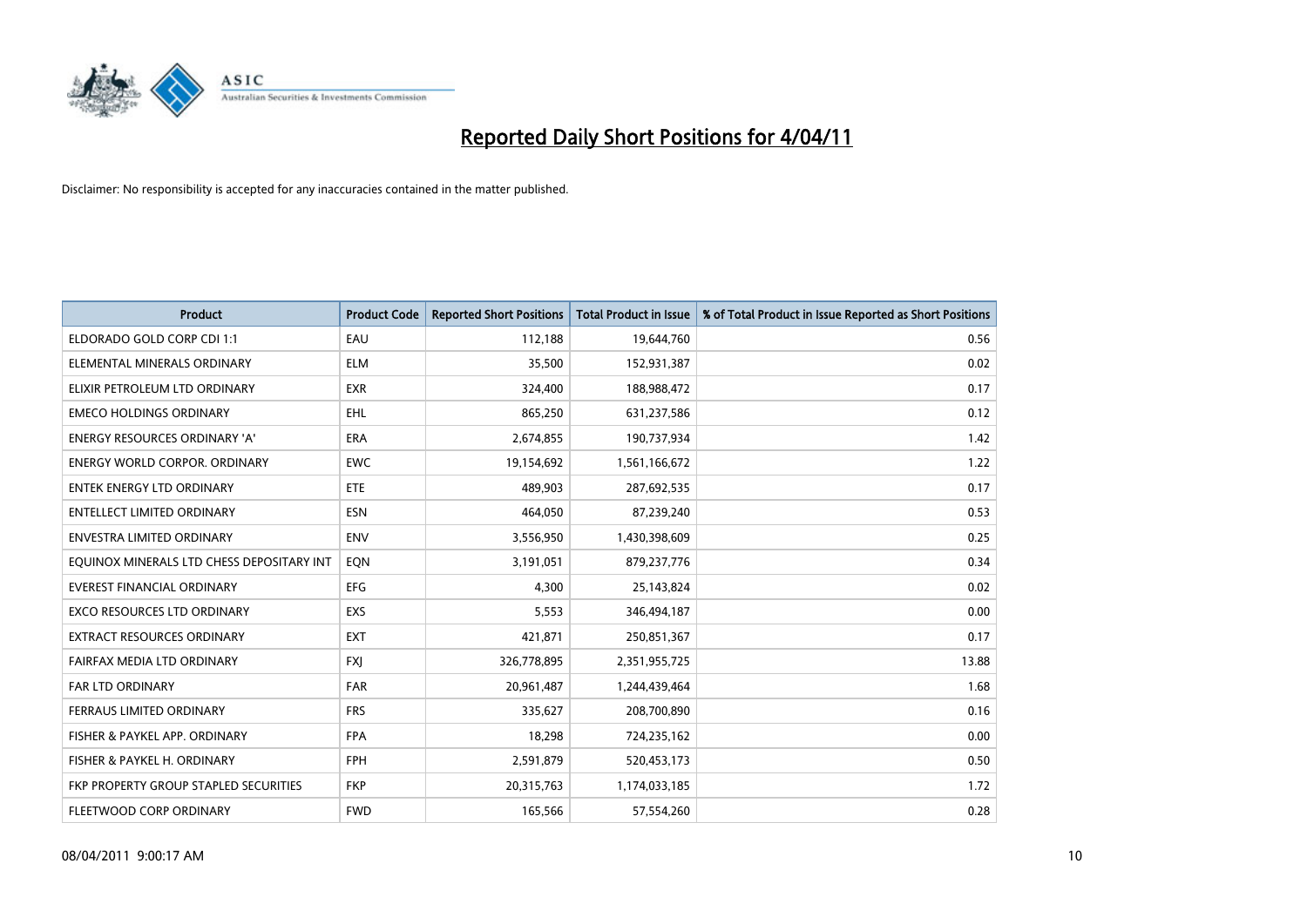# Reported Daily Short Positions for 4/04/11

Disclaimer: No responsibility is accepted for any inaccuracies contained in the matter published.

| Product | Product Code | Reported Short Positions | Total Product in Issue | % of Total Product in Issue Reported as Short Positions |
|---|---|---|---|---|
| ELDORADO GOLD CORP CDI 1:1 | EAU | 112,188 | 19,644,760 | 0.56 |
| ELEMENTAL MINERALS ORDINARY | ELM | 35,500 | 152,931,387 | 0.02 |
| ELIXIR PETROLEUM LTD ORDINARY | EXR | 324,400 | 188,988,472 | 0.17 |
| EMECO HOLDINGS ORDINARY | EHL | 865,250 | 631,237,586 | 0.12 |
| ENERGY RESOURCES ORDINARY 'A' | ERA | 2,674,855 | 190,737,934 | 1.42 |
| ENERGY WORLD CORPOR. ORDINARY | EWC | 19,154,692 | 1,561,166,672 | 1.22 |
| ENTEK ENERGY LTD ORDINARY | ETE | 489,903 | 287,692,535 | 0.17 |
| ENTELLECT LIMITED ORDINARY | ESN | 464,050 | 87,239,240 | 0.53 |
| ENVESTRA LIMITED ORDINARY | ENV | 3,556,950 | 1,430,398,609 | 0.25 |
| EQUINOX MINERALS LTD CHESS DEPOSITARY INT | EQN | 3,191,051 | 879,237,776 | 0.34 |
| EVEREST FINANCIAL ORDINARY | EFG | 4,300 | 25,143,824 | 0.02 |
| EXCO RESOURCES LTD ORDINARY | EXS | 5,553 | 346,494,187 | 0.00 |
| EXTRACT RESOURCES ORDINARY | EXT | 421,871 | 250,851,367 | 0.17 |
| FAIRFAX MEDIA LTD ORDINARY | FXJ | 326,778,895 | 2,351,955,725 | 13.88 |
| FAR LTD ORDINARY | FAR | 20,961,487 | 1,244,439,464 | 1.68 |
| FERRAUS LIMITED ORDINARY | FRS | 335,627 | 208,700,890 | 0.16 |
| FISHER & PAYKEL APP. ORDINARY | FPA | 18,298 | 724,235,162 | 0.00 |
| FISHER & PAYKEL H. ORDINARY | FPH | 2,591,879 | 520,453,173 | 0.50 |
| FKP PROPERTY GROUP STAPLED SECURITIES | FKP | 20,315,763 | 1,174,033,185 | 1.72 |
| FLEETWOOD CORP ORDINARY | FWD | 165,566 | 57,554,260 | 0.28 |

08/04/2011 9:00:17 AM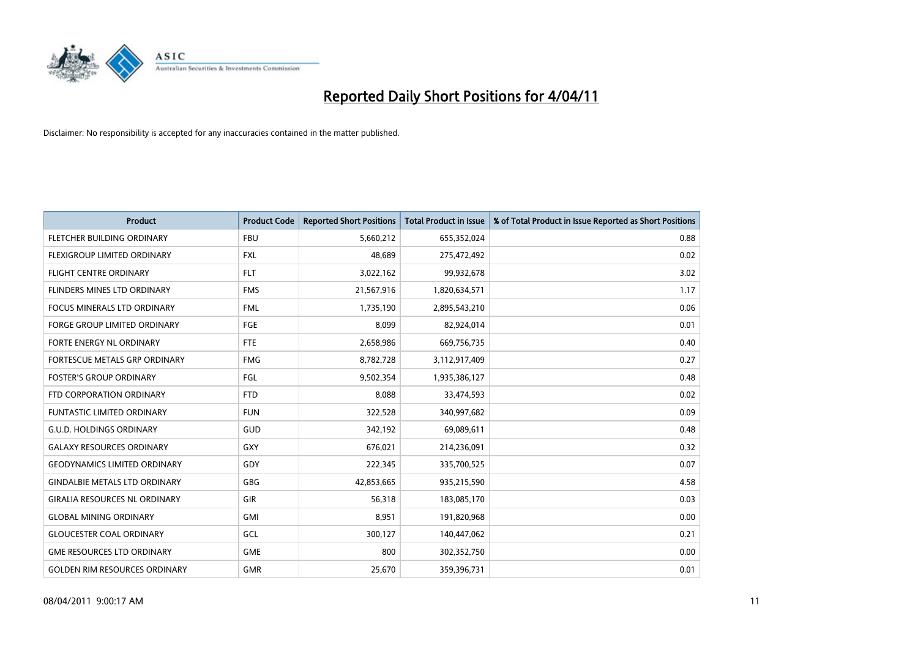# Reported Daily Short Positions for 4/04/11

Disclaimer: No responsibility is accepted for any inaccuracies contained in the matter published.

| Product | Product Code | Reported Short Positions | Total Product in Issue | % of Total Product in Issue Reported as Short Positions |
|---|---|---|---|---|
| FLETCHER BUILDING ORDINARY | FBU | 5,660,212 | 655,352,024 | 0.88 |
| FLEXIGROUP LIMITED ORDINARY | FXL | 48,689 | 275,472,492 | 0.02 |
| FLIGHT CENTRE ORDINARY | FLT | 3,022,162 | 99,932,678 | 3.02 |
| FLINDERS MINES LTD ORDINARY | FMS | 21,567,916 | 1,820,634,571 | 1.17 |
| FOCUS MINERALS LTD ORDINARY | FML | 1,735,190 | 2,895,543,210 | 0.06 |
| FORGE GROUP LIMITED ORDINARY | FGE | 8,099 | 82,924,014 | 0.01 |
| FORTE ENERGY NL ORDINARY | FTE | 2,658,986 | 669,756,735 | 0.40 |
| FORTESCUE METALS GRP ORDINARY | FMG | 8,782,728 | 3,112,917,409 | 0.27 |
| FOSTER'S GROUP ORDINARY | FGL | 9,502,354 | 1,935,386,127 | 0.48 |
| FTD CORPORATION ORDINARY | FTD | 8,088 | 33,474,593 | 0.02 |
| FUNTASTIC LIMITED ORDINARY | FUN | 322,528 | 340,997,682 | 0.09 |
| G.U.D. HOLDINGS ORDINARY | GUD | 342,192 | 69,089,611 | 0.48 |
| GALAXY RESOURCES ORDINARY | GXY | 676,021 | 214,236,091 | 0.32 |
| GEODYNAMICS LIMITED ORDINARY | GDY | 222,345 | 335,700,525 | 0.07 |
| GINDALBIE METALS LTD ORDINARY | GBG | 42,853,665 | 935,215,590 | 4.58 |
| GIRALIA RESOURCES NL ORDINARY | GIR | 56,318 | 183,085,170 | 0.03 |
| GLOBAL MINING ORDINARY | GMI | 8,951 | 191,820,968 | 0.00 |
| GLOUCESTER COAL ORDINARY | GCL | 300,127 | 140,447,062 | 0.21 |
| GME RESOURCES LTD ORDINARY | GME | 800 | 302,352,750 | 0.00 |
| GOLDEN RIM RESOURCES ORDINARY | GMR | 25,670 | 359,396,731 | 0.01 |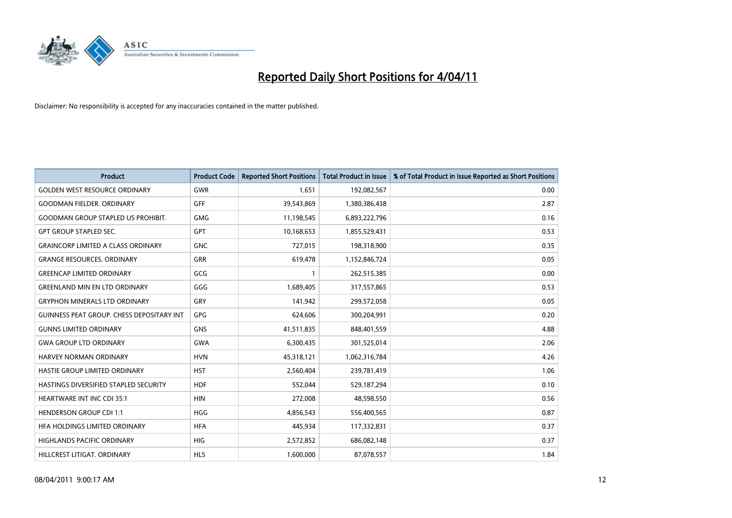# Reported Daily Short Positions for 4/04/11

Disclaimer: No responsibility is accepted for any inaccuracies contained in the matter published.

| Product | Product Code | Reported Short Positions | Total Product in Issue | % of Total Product in Issue Reported as Short Positions |
|---|---|---|---|---|
| GOLDEN WEST RESOURCE ORDINARY | GWR | 1,651 | 192,082,567 | 0.00 |
| GOODMAN FIELDER. ORDINARY | GFF | 39,543,869 | 1,380,386,438 | 2.87 |
| GOODMAN GROUP STAPLED US PROHIBIT. | GMG | 11,198,545 | 6,893,222,796 | 0.16 |
| GPT GROUP STAPLED SEC. | GPT | 10,168,653 | 1,855,529,431 | 0.53 |
| GRAINCORP LIMITED A CLASS ORDINARY | GNC | 727,015 | 198,318,900 | 0.35 |
| GRANGE RESOURCES. ORDINARY | GRR | 619,478 | 1,152,846,724 | 0.05 |
| GREENCAP LIMITED ORDINARY | GCG | 1 | 262,515,385 | 0.00 |
| GREENLAND MIN EN LTD ORDINARY | GGG | 1,689,405 | 317,557,865 | 0.53 |
| GRYPHON MINERALS LTD ORDINARY | GRY | 141,942 | 299,572,058 | 0.05 |
| GUINNESS PEAT GROUP. CHESS DEPOSITARY INT | GPG | 624,606 | 300,204,991 | 0.20 |
| GUNNS LIMITED ORDINARY | GNS | 41,511,835 | 848,401,559 | 4.88 |
| GWA GROUP LTD ORDINARY | GWA | 6,300,435 | 301,525,014 | 2.06 |
| HARVEY NORMAN ORDINARY | HVN | 45,318,121 | 1,062,316,784 | 4.26 |
| HASTIE GROUP LIMITED ORDINARY | HST | 2,560,404 | 239,781,419 | 1.06 |
| HASTINGS DIVERSIFIED STAPLED SECURITY | HDF | 552,044 | 529,187,294 | 0.10 |
| HEARTWARE INT INC CDI 35:1 | HIN | 272,008 | 48,598,550 | 0.56 |
| HENDERSON GROUP CDI 1:1 | HGG | 4,856,543 | 556,400,565 | 0.87 |
| HFA HOLDINGS LIMITED ORDINARY | HFA | 445,934 | 117,332,831 | 0.37 |
| HIGHLANDS PACIFIC ORDINARY | HIG | 2,572,852 | 686,082,148 | 0.37 |
| HILLCREST LITIGAT. ORDINARY | HLS | 1,600,000 | 87,078,557 | 1.84 |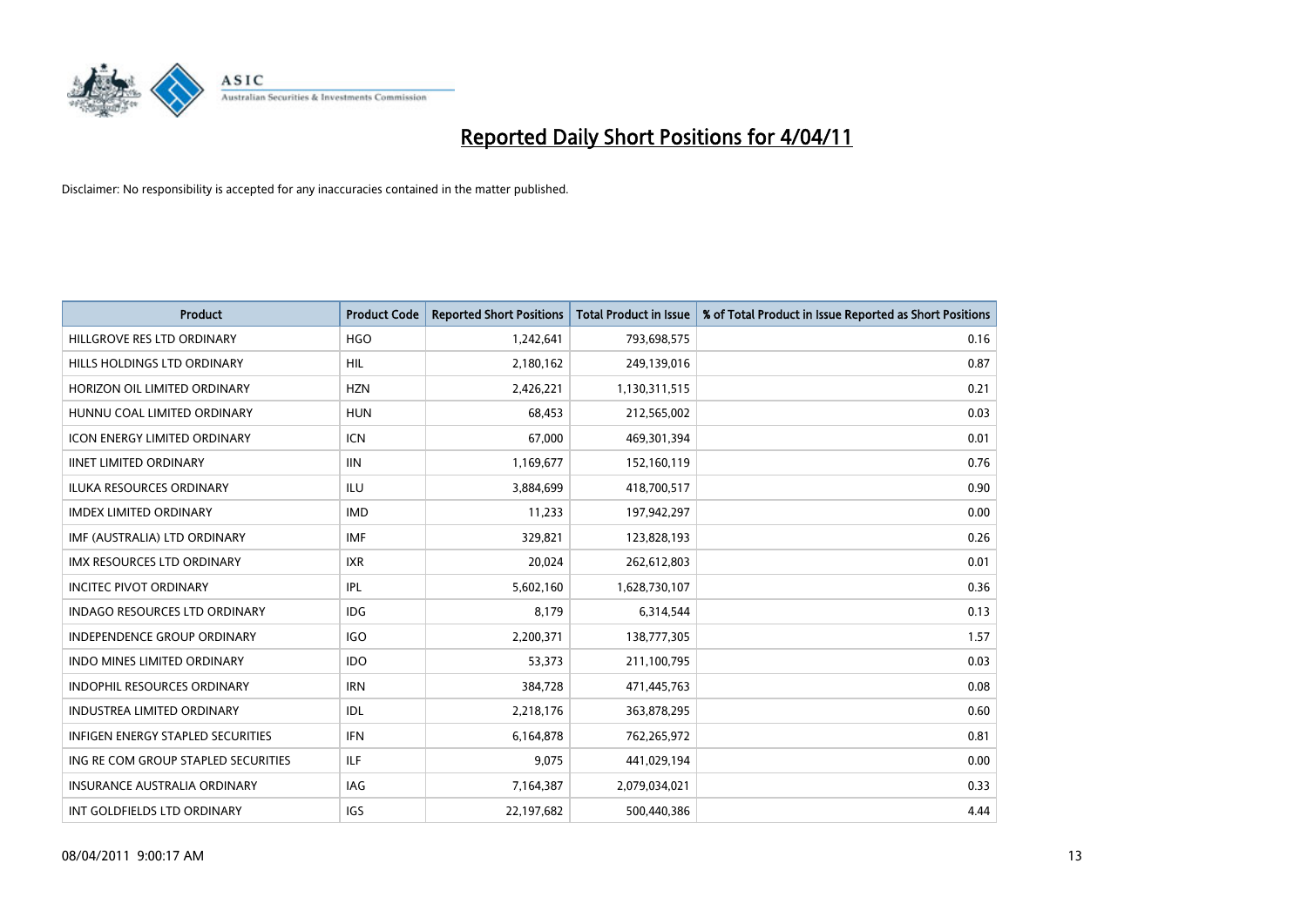# Reported Daily Short Positions for 4/04/11

Disclaimer: No responsibility is accepted for any inaccuracies contained in the matter published.

| Product | Product Code | Reported Short Positions | Total Product in Issue | % of Total Product in Issue Reported as Short Positions |
|---|---|---|---|---|
| HILLGROVE RES LTD ORDINARY | HGO | 1,242,641 | 793,698,575 | 0.16 |
| HILLS HOLDINGS LTD ORDINARY | HIL | 2,180,162 | 249,139,016 | 0.87 |
| HORIZON OIL LIMITED ORDINARY | HZN | 2,426,221 | 1,130,311,515 | 0.21 |
| HUNNU COAL LIMITED ORDINARY | HUN | 68,453 | 212,565,002 | 0.03 |
| ICON ENERGY LIMITED ORDINARY | ICN | 67,000 | 469,301,394 | 0.01 |
| IINET LIMITED ORDINARY | IIN | 1,169,677 | 152,160,119 | 0.76 |
| ILUKA RESOURCES ORDINARY | ILU | 3,884,699 | 418,700,517 | 0.90 |
| IMDEX LIMITED ORDINARY | IMD | 11,233 | 197,942,297 | 0.00 |
| IMF (AUSTRALIA) LTD ORDINARY | IMF | 329,821 | 123,828,193 | 0.26 |
| IMX RESOURCES LTD ORDINARY | IXR | 20,024 | 262,612,803 | 0.01 |
| INCITEC PIVOT ORDINARY | IPL | 5,602,160 | 1,628,730,107 | 0.36 |
| INDAGO RESOURCES LTD ORDINARY | IDG | 8,179 | 6,314,544 | 0.13 |
| INDEPENDENCE GROUP ORDINARY | IGO | 2,200,371 | 138,777,305 | 1.57 |
| INDO MINES LIMITED ORDINARY | IDO | 53,373 | 211,100,795 | 0.03 |
| INDOPHIL RESOURCES ORDINARY | IRN | 384,728 | 471,445,763 | 0.08 |
| INDUSTREA LIMITED ORDINARY | IDL | 2,218,176 | 363,878,295 | 0.60 |
| INFIGEN ENERGY STAPLED SECURITIES | IFN | 6,164,878 | 762,265,972 | 0.81 |
| ING RE COM GROUP STAPLED SECURITIES | ILF | 9,075 | 441,029,194 | 0.00 |
| INSURANCE AUSTRALIA ORDINARY | IAG | 7,164,387 | 2,079,034,021 | 0.33 |
| INT GOLDFIELDS LTD ORDINARY | IGS | 22,197,682 | 500,440,386 | 4.44 |

08/04/2011 9:00:17 AM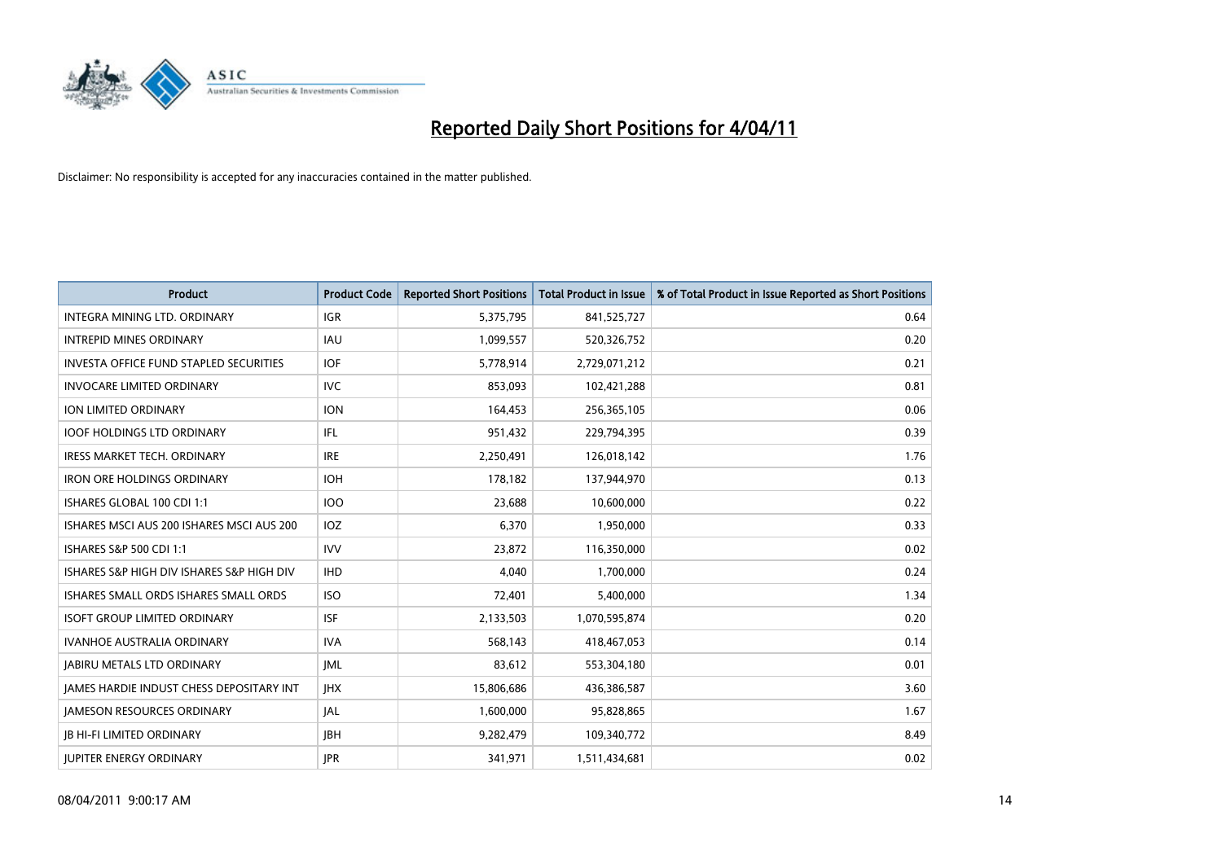# Reported Daily Short Positions for 4/04/11

Disclaimer: No responsibility is accepted for any inaccuracies contained in the matter published.

| Product | Product Code | Reported Short Positions | Total Product in Issue | % of Total Product in Issue Reported as Short Positions |
|---|---|---|---|---|
| INTEGRA MINING LTD. ORDINARY | IGR | 5,375,795 | 841,525,727 | 0.64 |
| INTREPID MINES ORDINARY | IAU | 1,099,557 | 520,326,752 | 0.20 |
| INVESTA OFFICE FUND STAPLED SECURITIES | IOF | 5,778,914 | 2,729,071,212 | 0.21 |
| INVOCARE LIMITED ORDINARY | IVC | 853,093 | 102,421,288 | 0.81 |
| ION LIMITED ORDINARY | ION | 164,453 | 256,365,105 | 0.06 |
| IOOF HOLDINGS LTD ORDINARY | IFL | 951,432 | 229,794,395 | 0.39 |
| IRESS MARKET TECH. ORDINARY | IRE | 2,250,491 | 126,018,142 | 1.76 |
| IRON ORE HOLDINGS ORDINARY | IOH | 178,182 | 137,944,970 | 0.13 |
| ISHARES GLOBAL 100 CDI 1:1 | IOO | 23,688 | 10,600,000 | 0.22 |
| ISHARES MSCI AUS 200 ISHARES MSCI AUS 200 | IOZ | 6,370 | 1,950,000 | 0.33 |
| ISHARES S&P 500 CDI 1:1 | IVV | 23,872 | 116,350,000 | 0.02 |
| ISHARES S&P HIGH DIV ISHARES S&P HIGH DIV | IHD | 4,040 | 1,700,000 | 0.24 |
| ISHARES SMALL ORDS ISHARES SMALL ORDS | ISO | 72,401 | 5,400,000 | 1.34 |
| ISOFT GROUP LIMITED ORDINARY | ISF | 2,133,503 | 1,070,595,874 | 0.20 |
| IVANHOE AUSTRALIA ORDINARY | IVA | 568,143 | 418,467,053 | 0.14 |
| JABIRU METALS LTD ORDINARY | JML | 83,612 | 553,304,180 | 0.01 |
| JAMES HARDIE INDUST CHESS DEPOSITARY INT | JHX | 15,806,686 | 436,386,587 | 3.60 |
| JAMESON RESOURCES ORDINARY | JAL | 1,600,000 | 95,828,865 | 1.67 |
| JB HI-FI LIMITED ORDINARY | JBH | 9,282,479 | 109,340,772 | 8.49 |
| JUPITER ENERGY ORDINARY | JPR | 341,971 | 1,511,434,681 | 0.02 |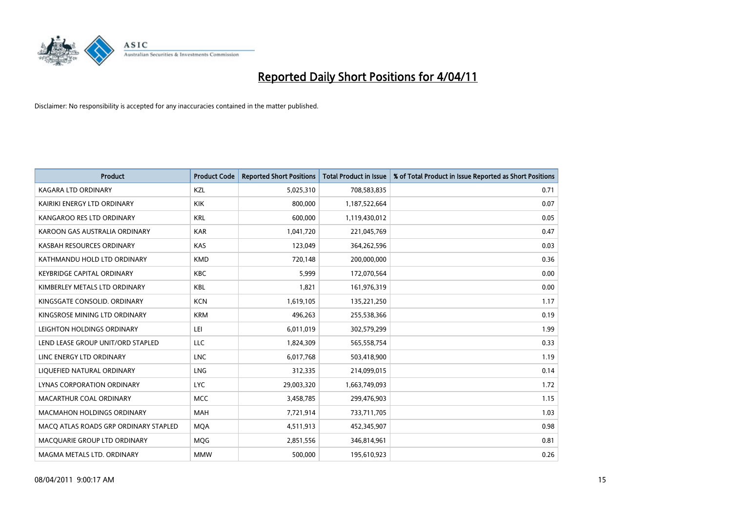# Reported Daily Short Positions for 4/04/11

Disclaimer: No responsibility is accepted for any inaccuracies contained in the matter published.

| Product | Product Code | Reported Short Positions | Total Product in Issue | % of Total Product in Issue Reported as Short Positions |
|---|---|---|---|---|
| KAGARA LTD ORDINARY | KZL | 5,025,310 | 708,583,835 | 0.71 |
| KAIRIKI ENERGY LTD ORDINARY | KIK | 800,000 | 1,187,522,664 | 0.07 |
| KANGAROO RES LTD ORDINARY | KRL | 600,000 | 1,119,430,012 | 0.05 |
| KAROON GAS AUSTRALIA ORDINARY | KAR | 1,041,720 | 221,045,769 | 0.47 |
| KASBAH RESOURCES ORDINARY | KAS | 123,049 | 364,262,596 | 0.03 |
| KATHMANDU HOLD LTD ORDINARY | KMD | 720,148 | 200,000,000 | 0.36 |
| KEYBRIDGE CAPITAL ORDINARY | KBC | 5,999 | 172,070,564 | 0.00 |
| KIMBERLEY METALS LTD ORDINARY | KBL | 1,821 | 161,976,319 | 0.00 |
| KINGSGATE CONSOLID. ORDINARY | KCN | 1,619,105 | 135,221,250 | 1.17 |
| KINGSROSE MINING LTD ORDINARY | KRM | 496,263 | 255,538,366 | 0.19 |
| LEIGHTON HOLDINGS ORDINARY | LEI | 6,011,019 | 302,579,299 | 1.99 |
| LEND LEASE GROUP UNIT/ORD STAPLED | LLC | 1,824,309 | 565,558,754 | 0.33 |
| LINC ENERGY LTD ORDINARY | LNC | 6,017,768 | 503,418,900 | 1.19 |
| LIQUEFIED NATURAL ORDINARY | LNG | 312,335 | 214,099,015 | 0.14 |
| LYNAS CORPORATION ORDINARY | LYC | 29,003,320 | 1,663,749,093 | 1.72 |
| MACARTHUR COAL ORDINARY | MCC | 3,458,785 | 299,476,903 | 1.15 |
| MACMAHON HOLDINGS ORDINARY | MAH | 7,721,914 | 733,711,705 | 1.03 |
| MACQ ATLAS ROADS GRP ORDINARY STAPLED | MQA | 4,511,913 | 452,345,907 | 0.98 |
| MACQUARIE GROUP LTD ORDINARY | MQG | 2,851,556 | 346,814,961 | 0.81 |
| MAGMA METALS LTD. ORDINARY | MMW | 500,000 | 195,610,923 | 0.26 |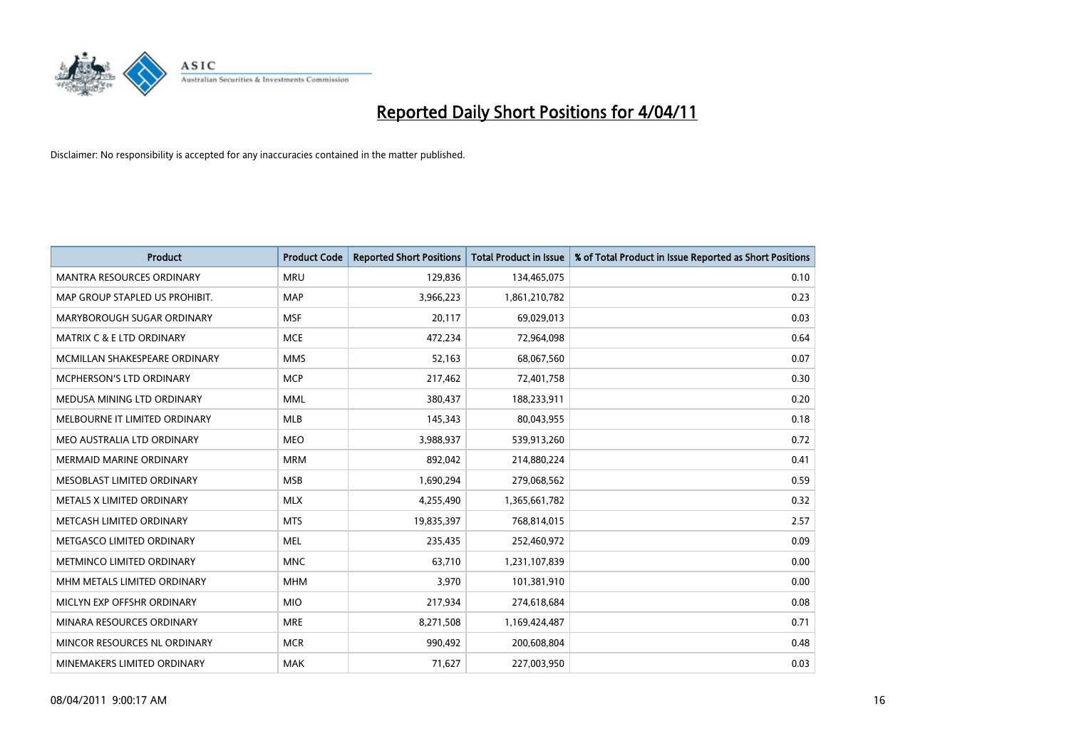# Reported Daily Short Positions for 4/04/11

Disclaimer: No responsibility is accepted for any inaccuracies contained in the matter published.

| Product | Product Code | Reported Short Positions | Total Product in Issue | % of Total Product in Issue Reported as Short Positions |
|---|---|---|---|---|
| MANTRA RESOURCES ORDINARY | MRU | 129,836 | 134,465,075 | 0.10 |
| MAP GROUP STAPLED US PROHIBIT. | MAP | 3,966,223 | 1,861,210,782 | 0.23 |
| MARYBOROUGH SUGAR ORDINARY | MSF | 20,117 | 69,029,013 | 0.03 |
| MATRIX C & E LTD ORDINARY | MCE | 472,234 | 72,964,098 | 0.64 |
| MCMILLAN SHAKESPEARE ORDINARY | MMS | 52,163 | 68,067,560 | 0.07 |
| MCPHERSON'S LTD ORDINARY | MCP | 217,462 | 72,401,758 | 0.30 |
| MEDUSA MINING LTD ORDINARY | MML | 380,437 | 188,233,911 | 0.20 |
| MELBOURNE IT LIMITED ORDINARY | MLB | 145,343 | 80,043,955 | 0.18 |
| MEO AUSTRALIA LTD ORDINARY | MEO | 3,988,937 | 539,913,260 | 0.72 |
| MERMAID MARINE ORDINARY | MRM | 892,042 | 214,880,224 | 0.41 |
| MESOBLAST LIMITED ORDINARY | MSB | 1,690,294 | 279,068,562 | 0.59 |
| METALS X LIMITED ORDINARY | MLX | 4,255,490 | 1,365,661,782 | 0.32 |
| METCASH LIMITED ORDINARY | MTS | 19,835,397 | 768,814,015 | 2.57 |
| METGASCO LIMITED ORDINARY | MEL | 235,435 | 252,460,972 | 0.09 |
| METMINCO LIMITED ORDINARY | MNC | 63,710 | 1,231,107,839 | 0.00 |
| MHM METALS LIMITED ORDINARY | MHM | 3,970 | 101,381,910 | 0.00 |
| MICLYN EXP OFFSHR ORDINARY | MIO | 217,934 | 274,618,684 | 0.08 |
| MINARA RESOURCES ORDINARY | MRE | 8,271,508 | 1,169,424,487 | 0.71 |
| MINCOR RESOURCES NL ORDINARY | MCR | 990,492 | 200,608,804 | 0.48 |
| MINEMAKERS LIMITED ORDINARY | MAK | 71,627 | 227,003,950 | 0.03 |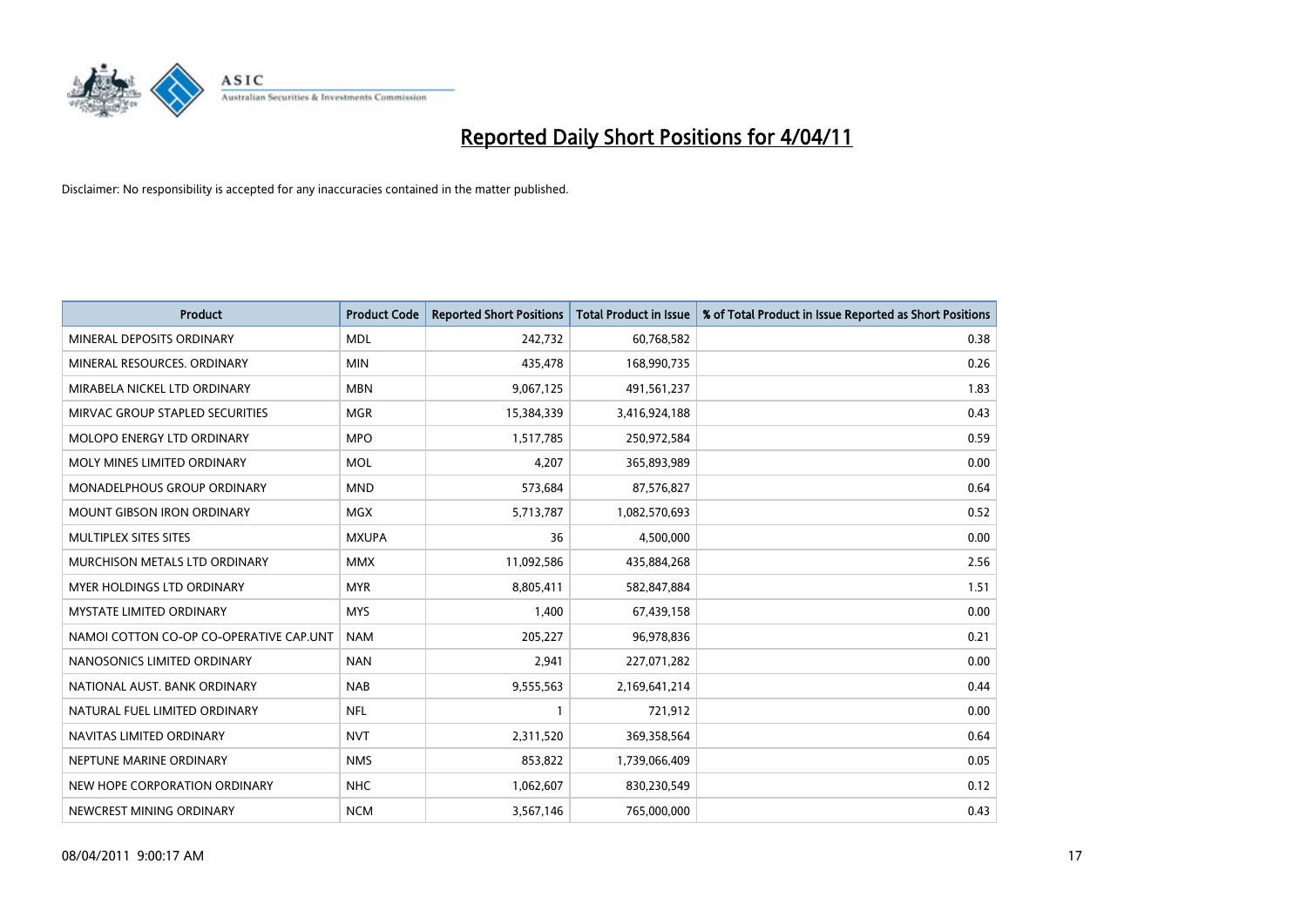# Reported Daily Short Positions for 4/04/11

Disclaimer: No responsibility is accepted for any inaccuracies contained in the matter published.

| Product | Product Code | Reported Short Positions | Total Product in Issue | % of Total Product in Issue Reported as Short Positions |
|---|---|---|---|---|
| MINERAL DEPOSITS ORDINARY | MDL | 242,732 | 60,768,582 | 0.38 |
| MINERAL RESOURCES. ORDINARY | MIN | 435,478 | 168,990,735 | 0.26 |
| MIRABELA NICKEL LTD ORDINARY | MBN | 9,067,125 | 491,561,237 | 1.83 |
| MIRVAC GROUP STAPLED SECURITIES | MGR | 15,384,339 | 3,416,924,188 | 0.43 |
| MOLOPO ENERGY LTD ORDINARY | MPO | 1,517,785 | 250,972,584 | 0.59 |
| MOLY MINES LIMITED ORDINARY | MOL | 4,207 | 365,893,989 | 0.00 |
| MONADELPHOUS GROUP ORDINARY | MND | 573,684 | 87,576,827 | 0.64 |
| MOUNT GIBSON IRON ORDINARY | MGX | 5,713,787 | 1,082,570,693 | 0.52 |
| MULTIPLEX SITES SITES | MXUPA | 36 | 4,500,000 | 0.00 |
| MURCHISON METALS LTD ORDINARY | MMX | 11,092,586 | 435,884,268 | 2.56 |
| MYER HOLDINGS LTD ORDINARY | MYR | 8,805,411 | 582,847,884 | 1.51 |
| MYSTATE LIMITED ORDINARY | MYS | 1,400 | 67,439,158 | 0.00 |
| NAMOI COTTON CO-OP CO-OPERATIVE CAP.UNT | NAM | 205,227 | 96,978,836 | 0.21 |
| NANOSONICS LIMITED ORDINARY | NAN | 2,941 | 227,071,282 | 0.00 |
| NATIONAL AUST. BANK ORDINARY | NAB | 9,555,563 | 2,169,641,214 | 0.44 |
| NATURAL FUEL LIMITED ORDINARY | NFL | 1 | 721,912 | 0.00 |
| NAVITAS LIMITED ORDINARY | NVT | 2,311,520 | 369,358,564 | 0.64 |
| NEPTUNE MARINE ORDINARY | NMS | 853,822 | 1,739,066,409 | 0.05 |
| NEW HOPE CORPORATION ORDINARY | NHC | 1,062,607 | 830,230,549 | 0.12 |
| NEWCREST MINING ORDINARY | NCM | 3,567,146 | 765,000,000 | 0.43 |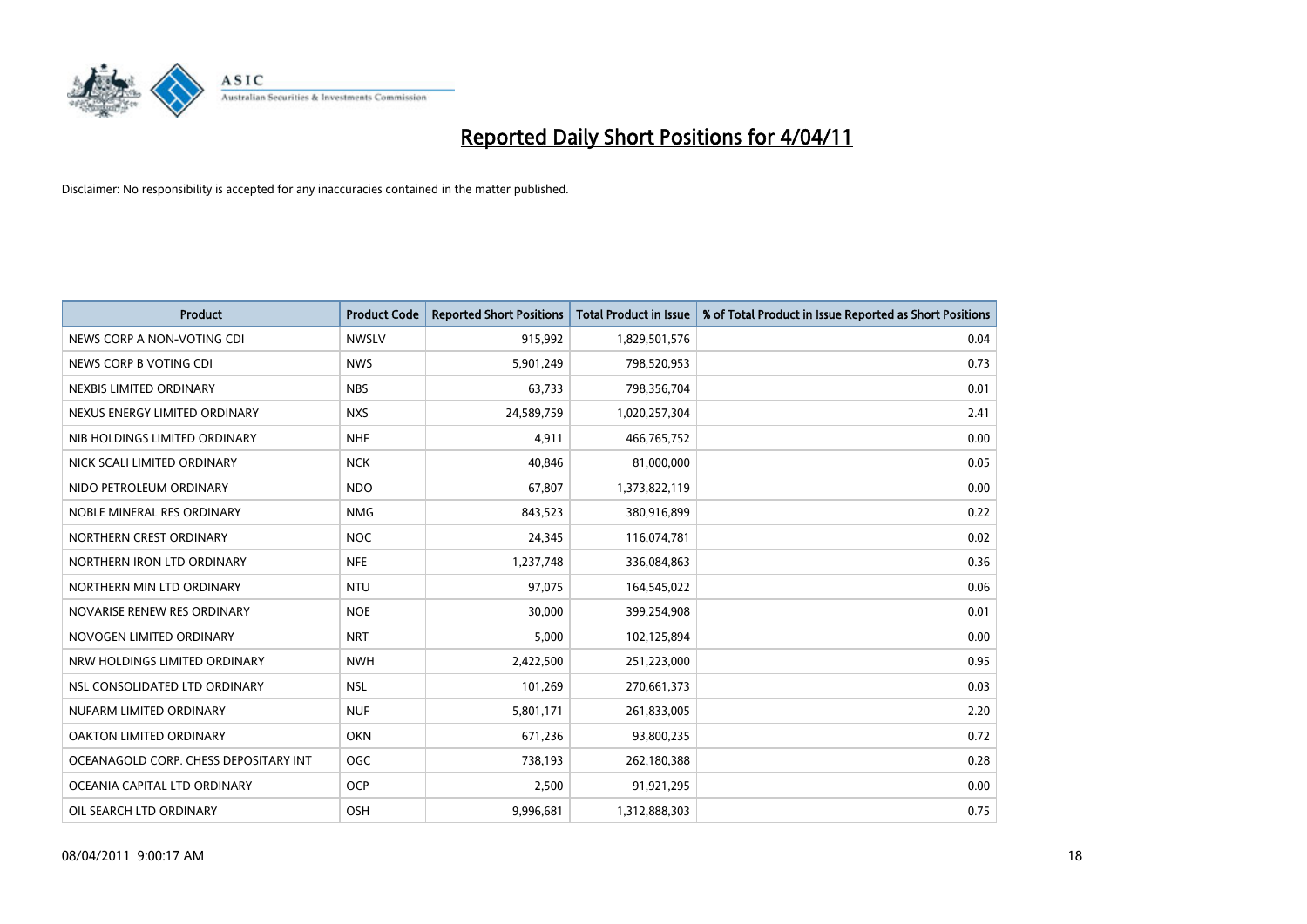# Reported Daily Short Positions for 4/04/11

Disclaimer: No responsibility is accepted for any inaccuracies contained in the matter published.

| Product | Product Code | Reported Short Positions | Total Product in Issue | % of Total Product in Issue Reported as Short Positions |
|---|---|---|---|---|
| NEWS CORP A NON-VOTING CDI | NWSLV | 915,992 | 1,829,501,576 | 0.04 |
| NEWS CORP B VOTING CDI | NWS | 5,901,249 | 798,520,953 | 0.73 |
| NEXBIS LIMITED ORDINARY | NBS | 63,733 | 798,356,704 | 0.01 |
| NEXUS ENERGY LIMITED ORDINARY | NXS | 24,589,759 | 1,020,257,304 | 2.41 |
| NIB HOLDINGS LIMITED ORDINARY | NHF | 4,911 | 466,765,752 | 0.00 |
| NICK SCALI LIMITED ORDINARY | NCK | 40,846 | 81,000,000 | 0.05 |
| NIDO PETROLEUM ORDINARY | NDO | 67,807 | 1,373,822,119 | 0.00 |
| NOBLE MINERAL RES ORDINARY | NMG | 843,523 | 380,916,899 | 0.22 |
| NORTHERN CREST ORDINARY | NOC | 24,345 | 116,074,781 | 0.02 |
| NORTHERN IRON LTD ORDINARY | NFE | 1,237,748 | 336,084,863 | 0.36 |
| NORTHERN MIN LTD ORDINARY | NTU | 97,075 | 164,545,022 | 0.06 |
| NOVARISE RENEW RES ORDINARY | NOE | 30,000 | 399,254,908 | 0.01 |
| NOVOGEN LIMITED ORDINARY | NRT | 5,000 | 102,125,894 | 0.00 |
| NRW HOLDINGS LIMITED ORDINARY | NWH | 2,422,500 | 251,223,000 | 0.95 |
| NSL CONSOLIDATED LTD ORDINARY | NSL | 101,269 | 270,661,373 | 0.03 |
| NUFARM LIMITED ORDINARY | NUF | 5,801,171 | 261,833,005 | 2.20 |
| OAKTON LIMITED ORDINARY | OKN | 671,236 | 93,800,235 | 0.72 |
| OCEANAGOLD CORP. CHESS DEPOSITARY INT | OGC | 738,193 | 262,180,388 | 0.28 |
| OCEANIA CAPITAL LTD ORDINARY | OCP | 2,500 | 91,921,295 | 0.00 |
| OIL SEARCH LTD ORDINARY | OSH | 9,996,681 | 1,312,888,303 | 0.75 |

08/04/2011 9:00:17 AM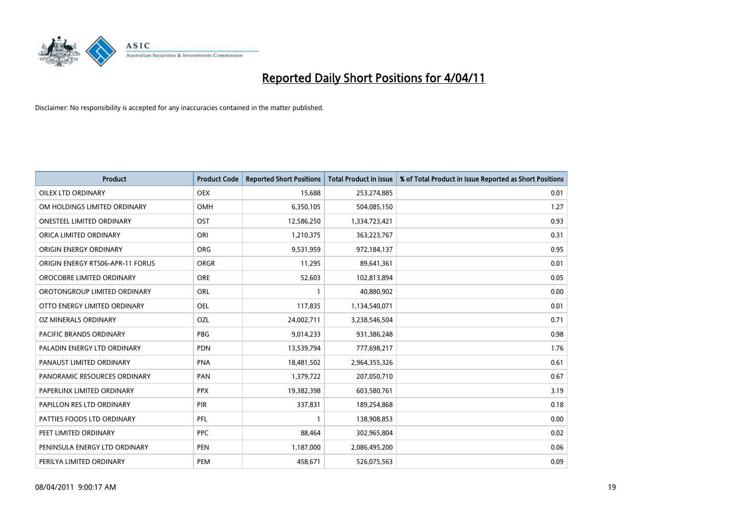# Reported Daily Short Positions for 4/04/11

Disclaimer: No responsibility is accepted for any inaccuracies contained in the matter published.

| Product | Product Code | Reported Short Positions | Total Product in Issue | % of Total Product in Issue Reported as Short Positions |
|---|---|---|---|---|
| OILEX LTD ORDINARY | OEX | 15,688 | 253,274,885 | 0.01 |
| OM HOLDINGS LIMITED ORDINARY | OMH | 6,350,105 | 504,085,150 | 1.27 |
| ONESTEEL LIMITED ORDINARY | OST | 12,586,250 | 1,334,723,421 | 0.93 |
| ORICA LIMITED ORDINARY | ORI | 1,210,375 | 363,223,767 | 0.31 |
| ORIGIN ENERGY ORDINARY | ORG | 9,531,959 | 972,184,137 | 0.95 |
| ORIGIN ENERGY RTS06-APR-11 FORUS | ORGR | 11,295 | 89,641,361 | 0.01 |
| OROCOBRE LIMITED ORDINARY | ORE | 52,603 | 102,813,894 | 0.05 |
| OROTONGROUP LIMITED ORDINARY | ORL | 1 | 40,880,902 | 0.00 |
| OTTO ENERGY LIMITED ORDINARY | OEL | 117,835 | 1,134,540,071 | 0.01 |
| OZ MINERALS ORDINARY | OZL | 24,002,711 | 3,238,546,504 | 0.71 |
| PACIFIC BRANDS ORDINARY | PBG | 9,014,233 | 931,386,248 | 0.98 |
| PALADIN ENERGY LTD ORDINARY | PDN | 13,539,794 | 777,698,217 | 1.76 |
| PANAUST LIMITED ORDINARY | PNA | 18,481,502 | 2,964,355,326 | 0.61 |
| PANORAMIC RESOURCES ORDINARY | PAN | 1,379,722 | 207,050,710 | 0.67 |
| PAPERLINX LIMITED ORDINARY | PPX | 19,382,398 | 603,580,761 | 3.19 |
| PAPILLON RES LTD ORDINARY | PIR | 337,831 | 189,254,868 | 0.18 |
| PATTIES FOODS LTD ORDINARY | PFL | 1 | 138,908,853 | 0.00 |
| PEET LIMITED ORDINARY | PPC | 88,464 | 302,965,804 | 0.02 |
| PENINSULA ENERGY LTD ORDINARY | PEN | 1,187,000 | 2,086,495,200 | 0.06 |
| PERILYA LIMITED ORDINARY | PEM | 458,671 | 526,075,563 | 0.09 |

08/04/2011 9:00:17 AM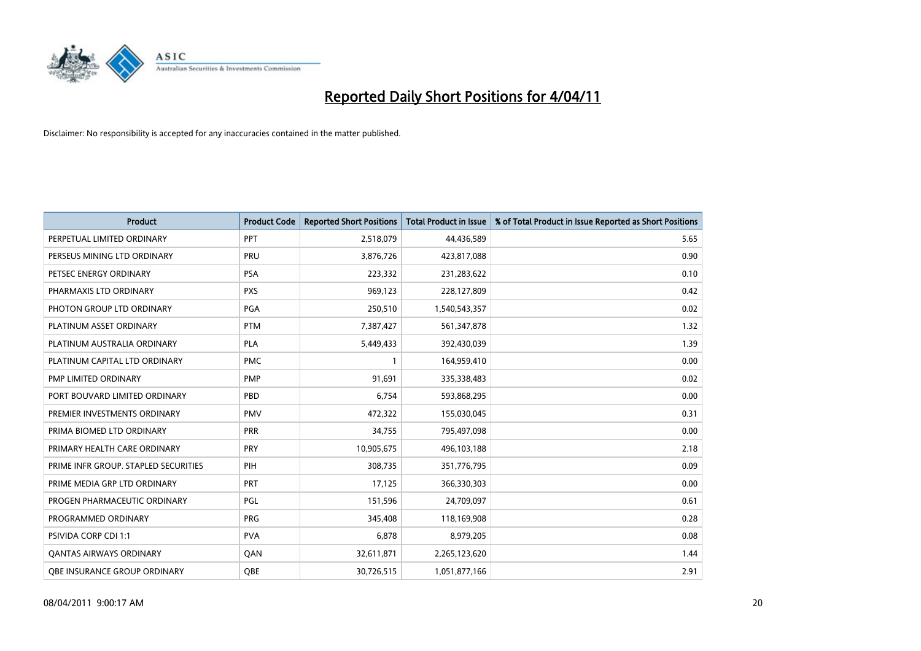# Reported Daily Short Positions for 4/04/11

Disclaimer: No responsibility is accepted for any inaccuracies contained in the matter published.

| Product | Product Code | Reported Short Positions | Total Product in Issue | % of Total Product in Issue Reported as Short Positions |
|---|---|---|---|---|
| PERPETUAL LIMITED ORDINARY | PPT | 2,518,079 | 44,436,589 | 5.65 |
| PERSEUS MINING LTD ORDINARY | PRU | 3,876,726 | 423,817,088 | 0.90 |
| PETSEC ENERGY ORDINARY | PSA | 223,332 | 231,283,622 | 0.10 |
| PHARMAXIS LTD ORDINARY | PXS | 969,123 | 228,127,809 | 0.42 |
| PHOTON GROUP LTD ORDINARY | PGA | 250,510 | 1,540,543,357 | 0.02 |
| PLATINUM ASSET ORDINARY | PTM | 7,387,427 | 561,347,878 | 1.32 |
| PLATINUM AUSTRALIA ORDINARY | PLA | 5,449,433 | 392,430,039 | 1.39 |
| PLATINUM CAPITAL LTD ORDINARY | PMC | 1 | 164,959,410 | 0.00 |
| PMP LIMITED ORDINARY | PMP | 91,691 | 335,338,483 | 0.02 |
| PORT BOUVARD LIMITED ORDINARY | PBD | 6,754 | 593,868,295 | 0.00 |
| PREMIER INVESTMENTS ORDINARY | PMV | 472,322 | 155,030,045 | 0.31 |
| PRIMA BIOMED LTD ORDINARY | PRR | 34,755 | 795,497,098 | 0.00 |
| PRIMARY HEALTH CARE ORDINARY | PRY | 10,905,675 | 496,103,188 | 2.18 |
| PRIME INFR GROUP. STAPLED SECURITIES | PIH | 308,735 | 351,776,795 | 0.09 |
| PRIME MEDIA GRP LTD ORDINARY | PRT | 17,125 | 366,330,303 | 0.00 |
| PROGEN PHARMACEUTIC ORDINARY | PGL | 151,596 | 24,709,097 | 0.61 |
| PROGRAMMED ORDINARY | PRG | 345,408 | 118,169,908 | 0.28 |
| PSIVIDA CORP CDI 1:1 | PVA | 6,878 | 8,979,205 | 0.08 |
| QANTAS AIRWAYS ORDINARY | QAN | 32,611,871 | 2,265,123,620 | 1.44 |
| QBE INSURANCE GROUP ORDINARY | QBE | 30,726,515 | 1,051,877,166 | 2.91 |

08/04/2011 9:00:17 AM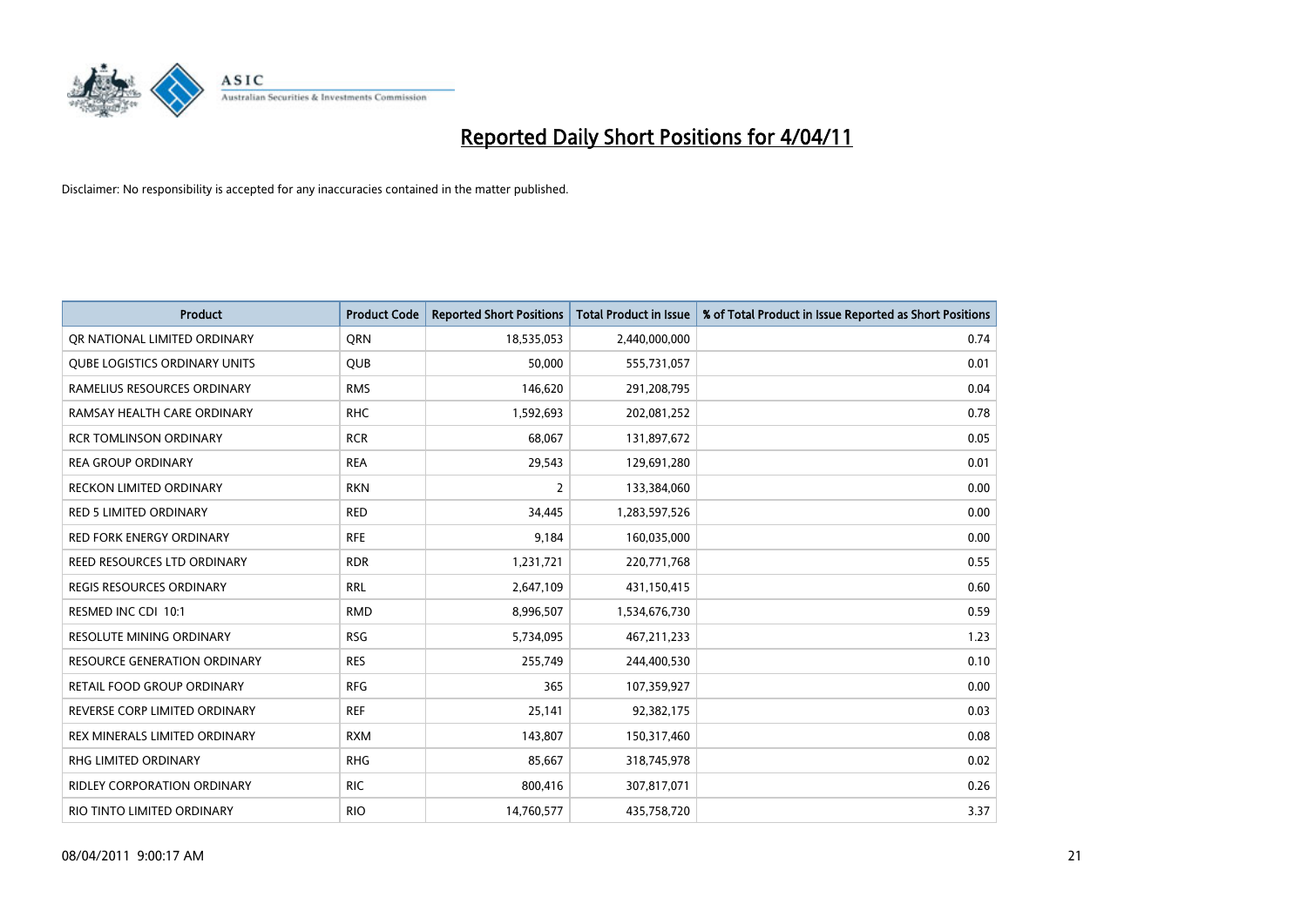# Reported Daily Short Positions for 4/04/11

Disclaimer: No responsibility is accepted for any inaccuracies contained in the matter published.

| Product | Product Code | Reported Short Positions | Total Product in Issue | % of Total Product in Issue Reported as Short Positions |
| --- | --- | --- | --- | --- |
| QR NATIONAL LIMITED ORDINARY | QRN | 18,535,053 | 2,440,000,000 | 0.74 |
| QUBE LOGISTICS ORDINARY UNITS | QUB | 50,000 | 555,731,057 | 0.01 |
| RAMELIUS RESOURCES ORDINARY | RMS | 146,620 | 291,208,795 | 0.04 |
| RAMSAY HEALTH CARE ORDINARY | RHC | 1,592,693 | 202,081,252 | 0.78 |
| RCR TOMLINSON ORDINARY | RCR | 68,067 | 131,897,672 | 0.05 |
| REA GROUP ORDINARY | REA | 29,543 | 129,691,280 | 0.01 |
| RECKON LIMITED ORDINARY | RKN | 2 | 133,384,060 | 0.00 |
| RED 5 LIMITED ORDINARY | RED | 34,445 | 1,283,597,526 | 0.00 |
| RED FORK ENERGY ORDINARY | RFE | 9,184 | 160,035,000 | 0.00 |
| REED RESOURCES LTD ORDINARY | RDR | 1,231,721 | 220,771,768 | 0.55 |
| REGIS RESOURCES ORDINARY | RRL | 2,647,109 | 431,150,415 | 0.60 |
| RESMED INC CDI 10:1 | RMD | 8,996,507 | 1,534,676,730 | 0.59 |
| RESOLUTE MINING ORDINARY | RSG | 5,734,095 | 467,211,233 | 1.23 |
| RESOURCE GENERATION ORDINARY | RES | 255,749 | 244,400,530 | 0.10 |
| RETAIL FOOD GROUP ORDINARY | RFG | 365 | 107,359,927 | 0.00 |
| REVERSE CORP LIMITED ORDINARY | REF | 25,141 | 92,382,175 | 0.03 |
| REX MINERALS LIMITED ORDINARY | RXM | 143,807 | 150,317,460 | 0.08 |
| RHG LIMITED ORDINARY | RHG | 85,667 | 318,745,978 | 0.02 |
| RIDLEY CORPORATION ORDINARY | RIC | 800,416 | 307,817,071 | 0.26 |
| RIO TINTO LIMITED ORDINARY | RIO | 14,760,577 | 435,758,720 | 3.37 |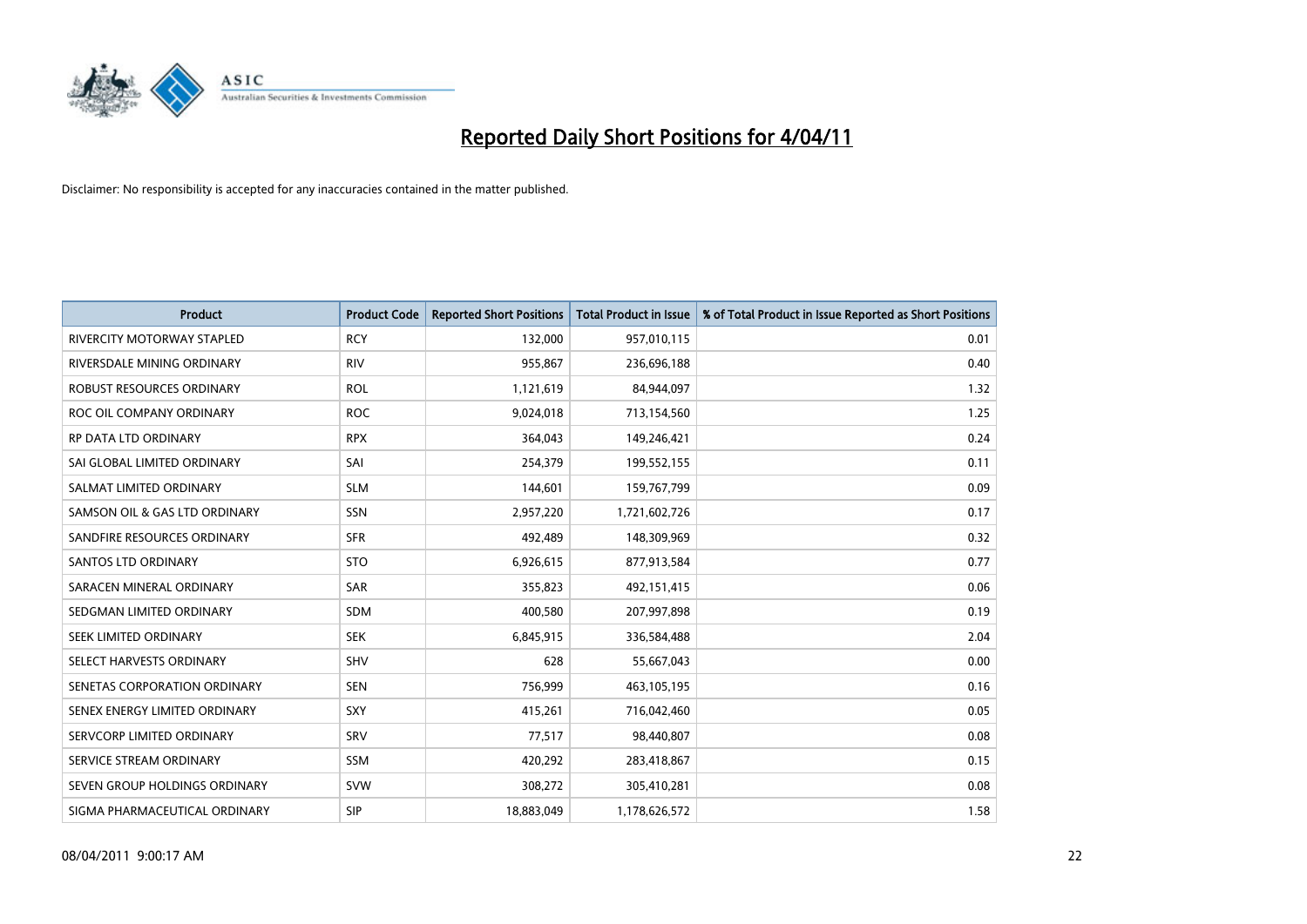# Reported Daily Short Positions for 4/04/11

Disclaimer: No responsibility is accepted for any inaccuracies contained in the matter published.

| Product | Product Code | Reported Short Positions | Total Product in Issue | % of Total Product in Issue Reported as Short Positions |
|---|---|---|---|---|
| RIVERCITY MOTORWAY STAPLED | RCY | 132,000 | 957,010,115 | 0.01 |
| RIVERSDALE MINING ORDINARY | RIV | 955,867 | 236,696,188 | 0.40 |
| ROBUST RESOURCES ORDINARY | ROL | 1,121,619 | 84,944,097 | 1.32 |
| ROC OIL COMPANY ORDINARY | ROC | 9,024,018 | 713,154,560 | 1.25 |
| RP DATA LTD ORDINARY | RPX | 364,043 | 149,246,421 | 0.24 |
| SAI GLOBAL LIMITED ORDINARY | SAI | 254,379 | 199,552,155 | 0.11 |
| SALMAT LIMITED ORDINARY | SLM | 144,601 | 159,767,799 | 0.09 |
| SAMSON OIL & GAS LTD ORDINARY | SSN | 2,957,220 | 1,721,602,726 | 0.17 |
| SANDFIRE RESOURCES ORDINARY | SFR | 492,489 | 148,309,969 | 0.32 |
| SANTOS LTD ORDINARY | STO | 6,926,615 | 877,913,584 | 0.77 |
| SARACEN MINERAL ORDINARY | SAR | 355,823 | 492,151,415 | 0.06 |
| SEDGMAN LIMITED ORDINARY | SDM | 400,580 | 207,997,898 | 0.19 |
| SEEK LIMITED ORDINARY | SEK | 6,845,915 | 336,584,488 | 2.04 |
| SELECT HARVESTS ORDINARY | SHV | 628 | 55,667,043 | 0.00 |
| SENETAS CORPORATION ORDINARY | SEN | 756,999 | 463,105,195 | 0.16 |
| SENEX ENERGY LIMITED ORDINARY | SXY | 415,261 | 716,042,460 | 0.05 |
| SERVCORP LIMITED ORDINARY | SRV | 77,517 | 98,440,807 | 0.08 |
| SERVICE STREAM ORDINARY | SSM | 420,292 | 283,418,867 | 0.15 |
| SEVEN GROUP HOLDINGS ORDINARY | SVW | 308,272 | 305,410,281 | 0.08 |
| SIGMA PHARMACEUTICAL ORDINARY | SIP | 18,883,049 | 1,178,626,572 | 1.58 |

08/04/2011 9:00:17 AM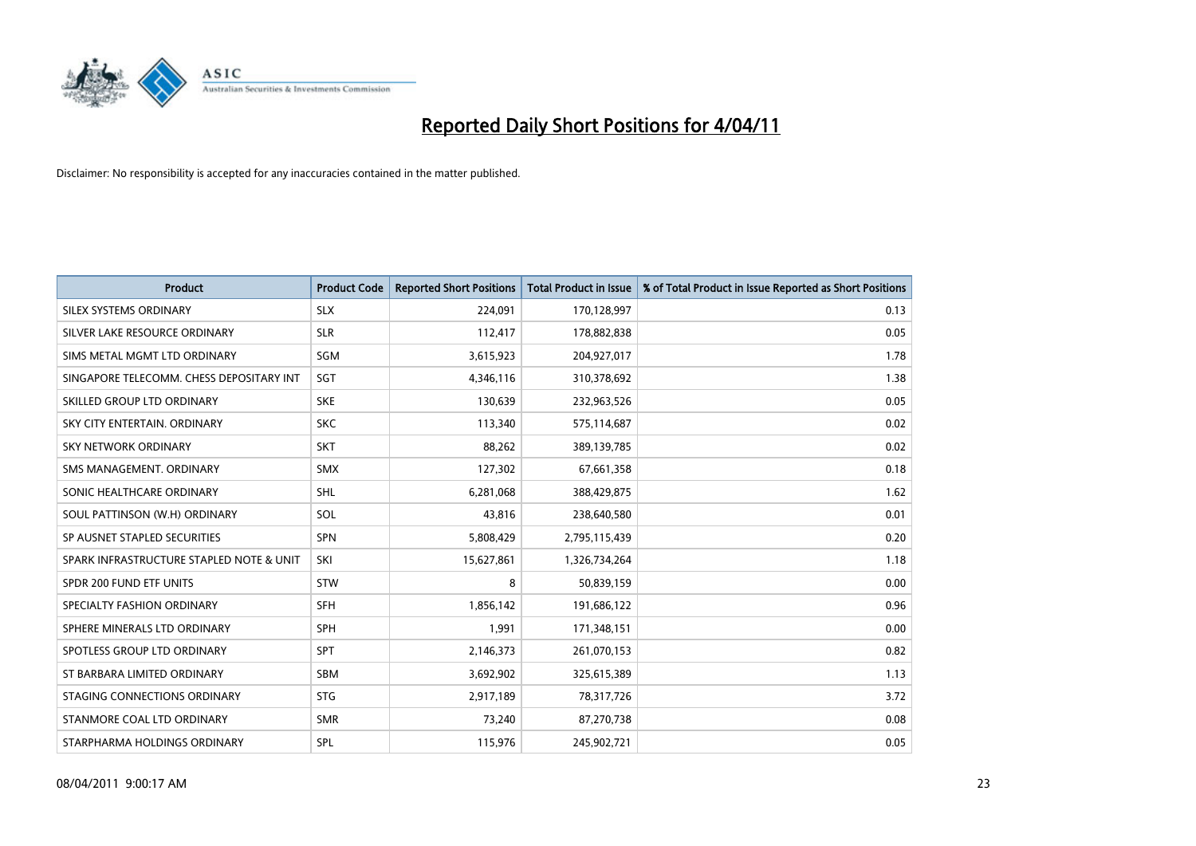# Reported Daily Short Positions for 4/04/11

Disclaimer: No responsibility is accepted for any inaccuracies contained in the matter published.

| Product | Product Code | Reported Short Positions | Total Product in Issue | % of Total Product in Issue Reported as Short Positions |
|---|---|---|---|---|
| SILEX SYSTEMS ORDINARY | SLX | 224,091 | 170,128,997 | 0.13 |
| SILVER LAKE RESOURCE ORDINARY | SLR | 112,417 | 178,882,838 | 0.05 |
| SIMS METAL MGMT LTD ORDINARY | SGM | 3,615,923 | 204,927,017 | 1.78 |
| SINGAPORE TELECOMM. CHESS DEPOSITARY INT | SGT | 4,346,116 | 310,378,692 | 1.38 |
| SKILLED GROUP LTD ORDINARY | SKE | 130,639 | 232,963,526 | 0.05 |
| SKY CITY ENTERTAIN. ORDINARY | SKC | 113,340 | 575,114,687 | 0.02 |
| SKY NETWORK ORDINARY | SKT | 88,262 | 389,139,785 | 0.02 |
| SMS MANAGEMENT. ORDINARY | SMX | 127,302 | 67,661,358 | 0.18 |
| SONIC HEALTHCARE ORDINARY | SHL | 6,281,068 | 388,429,875 | 1.62 |
| SOUL PATTINSON (W.H) ORDINARY | SOL | 43,816 | 238,640,580 | 0.01 |
| SP AUSNET STAPLED SECURITIES | SPN | 5,808,429 | 2,795,115,439 | 0.20 |
| SPARK INFRASTRUCTURE STAPLED NOTE & UNIT | SKI | 15,627,861 | 1,326,734,264 | 1.18 |
| SPDR 200 FUND ETF UNITS | STW | 8 | 50,839,159 | 0.00 |
| SPECIALTY FASHION ORDINARY | SFH | 1,856,142 | 191,686,122 | 0.96 |
| SPHERE MINERALS LTD ORDINARY | SPH | 1,991 | 171,348,151 | 0.00 |
| SPOTLESS GROUP LTD ORDINARY | SPT | 2,146,373 | 261,070,153 | 0.82 |
| ST BARBARA LIMITED ORDINARY | SBM | 3,692,902 | 325,615,389 | 1.13 |
| STAGING CONNECTIONS ORDINARY | STG | 2,917,189 | 78,317,726 | 3.72 |
| STANMORE COAL LTD ORDINARY | SMR | 73,240 | 87,270,738 | 0.08 |
| STARPHARMA HOLDINGS ORDINARY | SPL | 115,976 | 245,902,721 | 0.05 |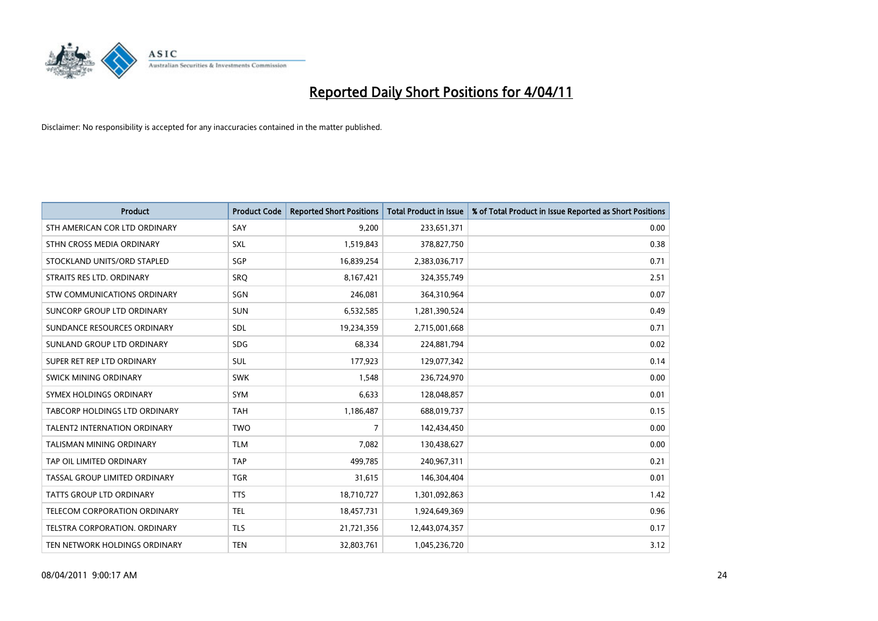# Reported Daily Short Positions for 4/04/11

Disclaimer: No responsibility is accepted for any inaccuracies contained in the matter published.

| Product | Product Code | Reported Short Positions | Total Product in Issue | % of Total Product in Issue Reported as Short Positions |
|---|---|---|---|---|
| STH AMERICAN COR LTD ORDINARY | SAY | 9,200 | 233,651,371 | 0.00 |
| STHN CROSS MEDIA ORDINARY | SXL | 1,519,843 | 378,827,750 | 0.38 |
| STOCKLAND UNITS/ORD STAPLED | SGP | 16,839,254 | 2,383,036,717 | 0.71 |
| STRAITS RES LTD. ORDINARY | SRQ | 8,167,421 | 324,355,749 | 2.51 |
| STW COMMUNICATIONS ORDINARY | SGN | 246,081 | 364,310,964 | 0.07 |
| SUNCORP GROUP LTD ORDINARY | SUN | 6,532,585 | 1,281,390,524 | 0.49 |
| SUNDANCE RESOURCES ORDINARY | SDL | 19,234,359 | 2,715,001,668 | 0.71 |
| SUNLAND GROUP LTD ORDINARY | SDG | 68,334 | 224,881,794 | 0.02 |
| SUPER RET REP LTD ORDINARY | SUL | 177,923 | 129,077,342 | 0.14 |
| SWICK MINING ORDINARY | SWK | 1,548 | 236,724,970 | 0.00 |
| SYMEX HOLDINGS ORDINARY | SYM | 6,633 | 128,048,857 | 0.01 |
| TABCORP HOLDINGS LTD ORDINARY | TAH | 1,186,487 | 688,019,737 | 0.15 |
| TALENT2 INTERNATION ORDINARY | TWO | 7 | 142,434,450 | 0.00 |
| TALISMAN MINING ORDINARY | TLM | 7,082 | 130,438,627 | 0.00 |
| TAP OIL LIMITED ORDINARY | TAP | 499,785 | 240,967,311 | 0.21 |
| TASSAL GROUP LIMITED ORDINARY | TGR | 31,615 | 146,304,404 | 0.01 |
| TATTS GROUP LTD ORDINARY | TTS | 18,710,727 | 1,301,092,863 | 1.42 |
| TELECOM CORPORATION ORDINARY | TEL | 18,457,731 | 1,924,649,369 | 0.96 |
| TELSTRA CORPORATION. ORDINARY | TLS | 21,721,356 | 12,443,074,357 | 0.17 |
| TEN NETWORK HOLDINGS ORDINARY | TEN | 32,803,761 | 1,045,236,720 | 3.12 |

08/04/2011 9:00:17 AM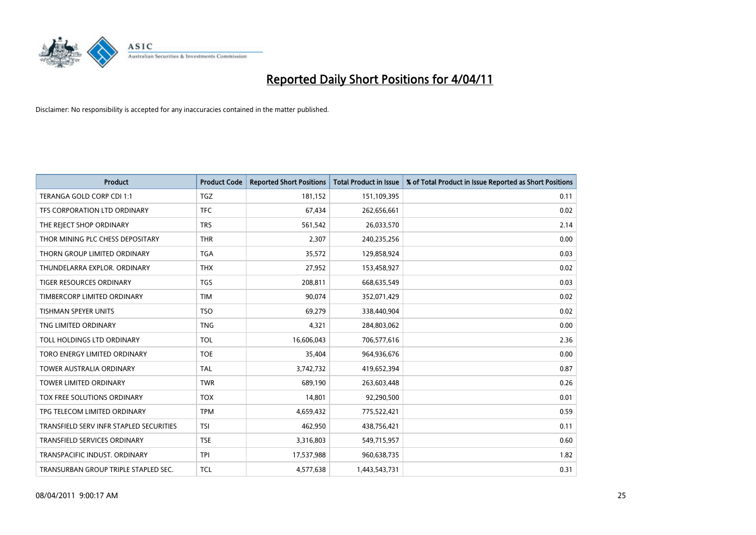# Reported Daily Short Positions for 4/04/11

Disclaimer: No responsibility is accepted for any inaccuracies contained in the matter published.

| Product | Product Code | Reported Short Positions | Total Product in Issue | % of Total Product in Issue Reported as Short Positions |
|---|---|---|---|---|
| TERANGA GOLD CORP CDI 1:1 | TGZ | 181,152 | 151,109,395 | 0.11 |
| TFS CORPORATION LTD ORDINARY | TFC | 67,434 | 262,656,661 | 0.02 |
| THE REJECT SHOP ORDINARY | TRS | 561,542 | 26,033,570 | 2.14 |
| THOR MINING PLC CHESS DEPOSITARY | THR | 2,307 | 240,235,256 | 0.00 |
| THORN GROUP LIMITED ORDINARY | TGA | 35,572 | 129,858,924 | 0.03 |
| THUNDELARRA EXPLOR. ORDINARY | THX | 27,952 | 153,458,927 | 0.02 |
| TIGER RESOURCES ORDINARY | TGS | 208,811 | 668,635,549 | 0.03 |
| TIMBERCORP LIMITED ORDINARY | TIM | 90,074 | 352,071,429 | 0.02 |
| TISHMAN SPEYER UNITS | TSO | 69,279 | 338,440,904 | 0.02 |
| TNG LIMITED ORDINARY | TNG | 4,321 | 284,803,062 | 0.00 |
| TOLL HOLDINGS LTD ORDINARY | TOL | 16,606,043 | 706,577,616 | 2.36 |
| TORO ENERGY LIMITED ORDINARY | TOE | 35,404 | 964,936,676 | 0.00 |
| TOWER AUSTRALIA ORDINARY | TAL | 3,742,732 | 419,652,394 | 0.87 |
| TOWER LIMITED ORDINARY | TWR | 689,190 | 263,603,448 | 0.26 |
| TOX FREE SOLUTIONS ORDINARY | TOX | 14,801 | 92,290,500 | 0.01 |
| TPG TELECOM LIMITED ORDINARY | TPM | 4,659,432 | 775,522,421 | 0.59 |
| TRANSFIELD SERV INFR STAPLED SECURITIES | TSI | 462,950 | 438,756,421 | 0.11 |
| TRANSFIELD SERVICES ORDINARY | TSE | 3,316,803 | 549,715,957 | 0.60 |
| TRANSPACIFIC INDUST. ORDINARY | TPI | 17,537,988 | 960,638,735 | 1.82 |
| TRANSURBAN GROUP TRIPLE STAPLED SEC. | TCL | 4,577,638 | 1,443,543,731 | 0.31 |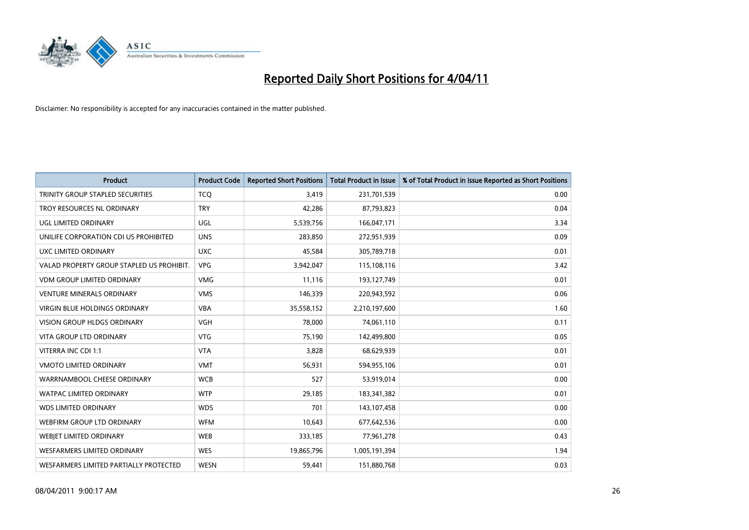# Reported Daily Short Positions for 4/04/11

Disclaimer: No responsibility is accepted for any inaccuracies contained in the matter published.

| Product | Product Code | Reported Short Positions | Total Product in Issue | % of Total Product in Issue Reported as Short Positions |
|---|---|---|---|---|
| TRINITY GROUP STAPLED SECURITIES | TCQ | 3,419 | 231,701,539 | 0.00 |
| TROY RESOURCES NL ORDINARY | TRY | 42,286 | 87,793,823 | 0.04 |
| UGL LIMITED ORDINARY | UGL | 5,539,756 | 166,047,171 | 3.34 |
| UNILIFE CORPORATION CDI US PROHIBITED | UNS | 283,850 | 272,951,939 | 0.09 |
| UXC LIMITED ORDINARY | UXC | 45,584 | 305,789,718 | 0.01 |
| VALAD PROPERTY GROUP STAPLED US PROHIBIT. | VPG | 3,942,047 | 115,108,116 | 3.42 |
| VDM GROUP LIMITED ORDINARY | VMG | 11,116 | 193,127,749 | 0.01 |
| VENTURE MINERALS ORDINARY | VMS | 146,339 | 220,943,592 | 0.06 |
| VIRGIN BLUE HOLDINGS ORDINARY | VBA | 35,558,152 | 2,210,197,600 | 1.60 |
| VISION GROUP HLDGS ORDINARY | VGH | 78,000 | 74,061,110 | 0.11 |
| VITA GROUP LTD ORDINARY | VTG | 75,190 | 142,499,800 | 0.05 |
| VITERRA INC CDI 1:1 | VTA | 3,828 | 68,629,939 | 0.01 |
| VMOTO LIMITED ORDINARY | VMT | 56,931 | 594,955,106 | 0.01 |
| WARRNAMBOOL CHEESE ORDINARY | WCB | 527 | 53,919,014 | 0.00 |
| WATPAC LIMITED ORDINARY | WTP | 29,185 | 183,341,382 | 0.01 |
| WDS LIMITED ORDINARY | WDS | 701 | 143,107,458 | 0.00 |
| WEBFIRM GROUP LTD ORDINARY | WFM | 10,643 | 677,642,536 | 0.00 |
| WEBJET LIMITED ORDINARY | WEB | 333,185 | 77,961,278 | 0.43 |
| WESFARMERS LIMITED ORDINARY | WES | 19,865,796 | 1,005,191,394 | 1.94 |
| WESFARMERS LIMITED PARTIALLY PROTECTED | WESN | 59,441 | 151,880,768 | 0.03 |

08/04/2011 9:00:17 AM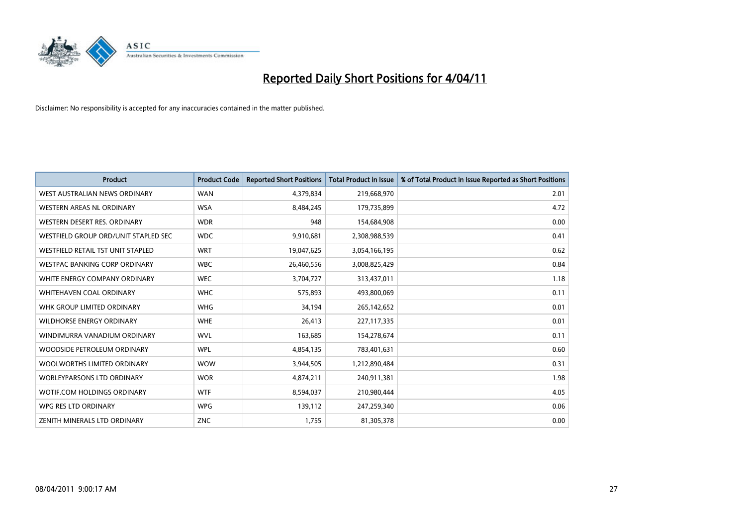# Reported Daily Short Positions for 4/04/11

Disclaimer: No responsibility is accepted for any inaccuracies contained in the matter published.

| Product | Product Code | Reported Short Positions | Total Product in Issue | % of Total Product in Issue Reported as Short Positions |
|---|---|---|---|---|
| WEST AUSTRALIAN NEWS ORDINARY | WAN | 4,379,834 | 219,668,970 | 2.01 |
| WESTERN AREAS NL ORDINARY | WSA | 8,484,245 | 179,735,899 | 4.72 |
| WESTERN DESERT RES. ORDINARY | WDR | 948 | 154,684,908 | 0.00 |
| WESTFIELD GROUP ORD/UNIT STAPLED SEC | WDC | 9,910,681 | 2,308,988,539 | 0.41 |
| WESTFIELD RETAIL TST UNIT STAPLED | WRT | 19,047,625 | 3,054,166,195 | 0.62 |
| WESTPAC BANKING CORP ORDINARY | WBC | 26,460,556 | 3,008,825,429 | 0.84 |
| WHITE ENERGY COMPANY ORDINARY | WEC | 3,704,727 | 313,437,011 | 1.18 |
| WHITEHAVEN COAL ORDINARY | WHC | 575,893 | 493,800,069 | 0.11 |
| WHK GROUP LIMITED ORDINARY | WHG | 34,194 | 265,142,652 | 0.01 |
| WILDHORSE ENERGY ORDINARY | WHE | 26,413 | 227,117,335 | 0.01 |
| WINDIMURRA VANADIUM ORDINARY | WVL | 163,685 | 154,278,674 | 0.11 |
| WOODSIDE PETROLEUM ORDINARY | WPL | 4,854,135 | 783,401,631 | 0.60 |
| WOOLWORTHS LIMITED ORDINARY | WOW | 3,944,505 | 1,212,890,484 | 0.31 |
| WORLEYPARSONS LTD ORDINARY | WOR | 4,874,211 | 240,911,381 | 1.98 |
| WOTIF.COM HOLDINGS ORDINARY | WTF | 8,594,037 | 210,980,444 | 4.05 |
| WPG RES LTD ORDINARY | WPG | 139,112 | 247,259,340 | 0.06 |
| ZENITH MINERALS LTD ORDINARY | ZNC | 1,755 | 81,305,378 | 0.00 |

08/04/2011 9:00:17 AM